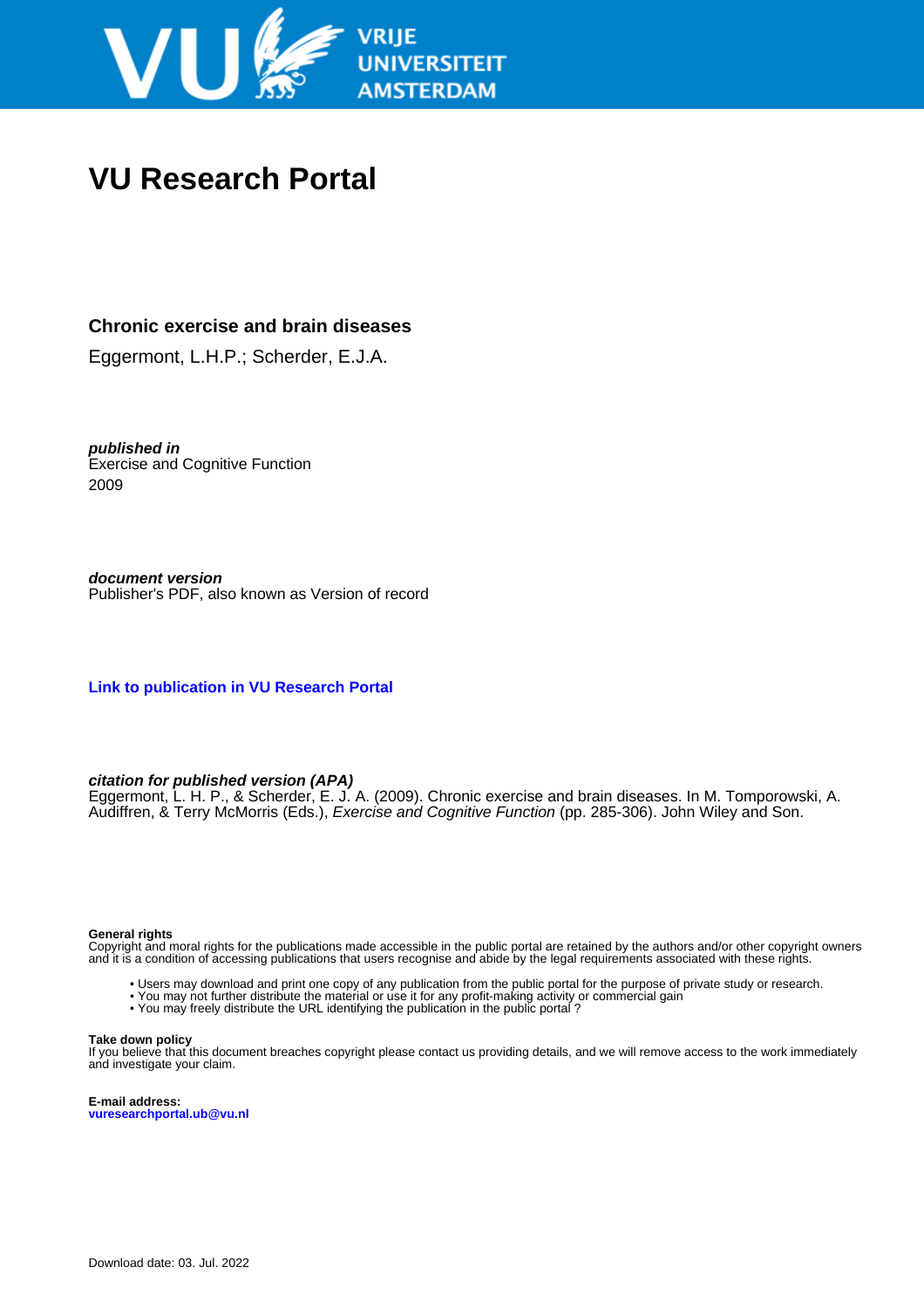VRIJE UNIVERSITEIT AMSTERDAM

# VU Research Portal

## Chronic exercise and brain diseases

Eggermont, L.H.P.; Scherder, E.J.A.

***published in***
Exercise and Cognitive Function
2009

***document version***
Publisher's PDF, also known as Version of record

**Link to publication in VU Research Portal**

***citation for published version (APA)***
Eggermont, L. H. P., & Scherder, E. J. A. (2009). Chronic exercise and brain diseases. In M. Tomporowski, A. Audiffren, & Terry McMorris (Eds.), *Exercise and Cognitive Function* (pp. 285-306). John Wiley and Son.

**General rights**
Copyright and moral rights for the publications made accessible in the public portal are retained by the authors and/or other copyright owners and it is a condition of accessing publications that users recognise and abide by the legal requirements associated with these rights.

- Users may download and print one copy of any publication from the public portal for the purpose of private study or research.
- You may not further distribute the material or use it for any profit-making activity or commercial gain
- You may freely distribute the URL identifying the publication in the public portal ?

**Take down policy**
If you believe that this document breaches copyright please contact us providing details, and we will remove access to the work immediately and investigate your claim.

**E-mail address:**
**vuresearchportal.ub@vu.nl**

Download date: 03. Jul. 2022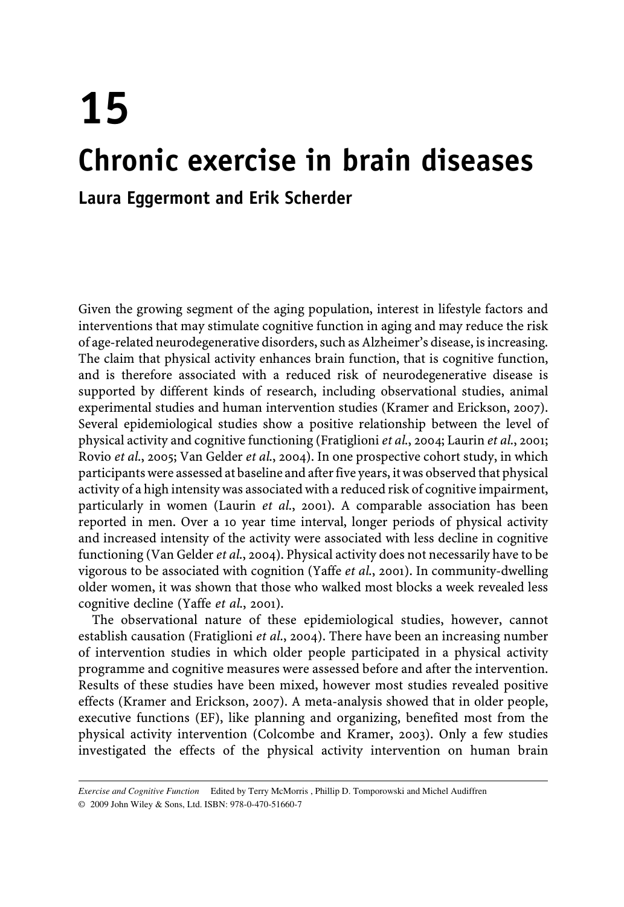# 15

# Chronic exercise in brain diseases

**Laura Eggermont and Erik Scherder**

Given the growing segment of the aging population, interest in lifestyle factors and interventions that may stimulate cognitive function in aging and may reduce the risk of age-related neurodegenerative disorders, such as Alzheimer's disease, is increasing. The claim that physical activity enhances brain function, that is cognitive function, and is therefore associated with a reduced risk of neurodegenerative disease is supported by different kinds of research, including observational studies, animal experimental studies and human intervention studies (Kramer and Erickson, 2007). Several epidemiological studies show a positive relationship between the level of physical activity and cognitive functioning (Fratiglioni *et al.*, 2004; Laurin *et al.*, 2001; Rovio *et al.*, 2005; Van Gelder *et al.*, 2004). In one prospective cohort study, in which participants were assessed at baseline and after five years, it was observed that physical activity of a high intensity was associated with a reduced risk of cognitive impairment, particularly in women (Laurin *et al.*, 2001). A comparable association has been reported in men. Over a 10 year time interval, longer periods of physical activity and increased intensity of the activity were associated with less decline in cognitive functioning (Van Gelder *et al.*, 2004). Physical activity does not necessarily have to be vigorous to be associated with cognition (Yaffe *et al.*, 2001). In community-dwelling older women, it was shown that those who walked most blocks a week revealed less cognitive decline (Yaffe *et al.*, 2001).

The observational nature of these epidemiological studies, however, cannot establish causation (Fratiglioni *et al.*, 2004). There have been an increasing number of intervention studies in which older people participated in a physical activity programme and cognitive measures were assessed before and after the intervention. Results of these studies have been mixed, however most studies revealed positive effects (Kramer and Erickson, 2007). A meta-analysis showed that in older people, executive functions (EF), like planning and organizing, benefited most from the physical activity intervention (Colcombe and Kramer, 2003). Only a few studies investigated the effects of the physical activity intervention on human brain

*Exercise and Cognitive Function* Edited by Terry McMorris , Phillip D. Tomporowski and Michel Audiffren
© 2009 John Wiley & Sons, Ltd. ISBN: 978-0-470-51660-7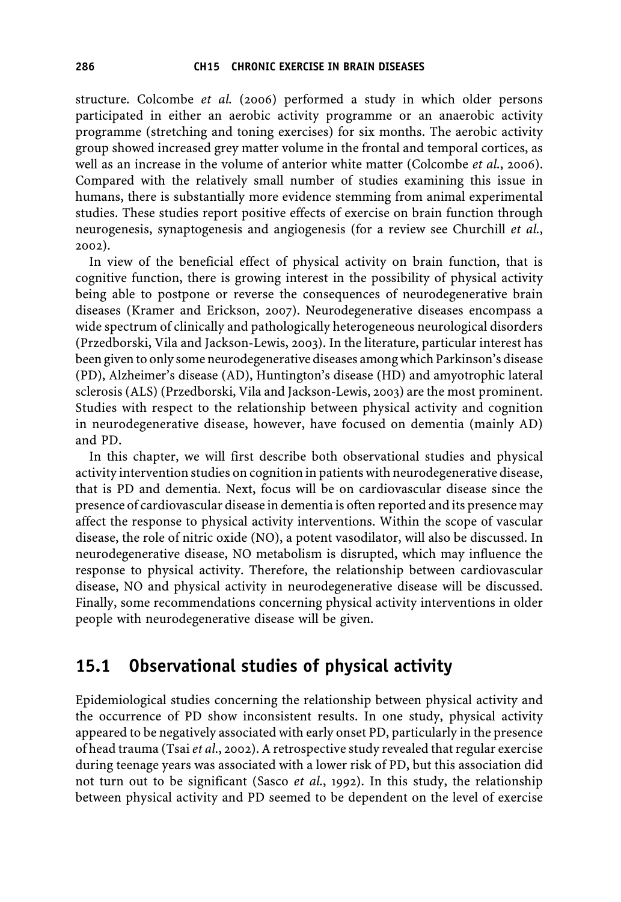structure. Colcombe *et al.* (2006) performed a study in which older persons participated in either an aerobic activity programme or an anaerobic activity programme (stretching and toning exercises) for six months. The aerobic activity group showed increased grey matter volume in the frontal and temporal cortices, as well as an increase in the volume of anterior white matter (Colcombe *et al.*, 2006). Compared with the relatively small number of studies examining this issue in humans, there is substantially more evidence stemming from animal experimental studies. These studies report positive effects of exercise on brain function through neurogenesis, synaptogenesis and angiogenesis (for a review see Churchill *et al.*, 2002).

In view of the beneficial effect of physical activity on brain function, that is cognitive function, there is growing interest in the possibility of physical activity being able to postpone or reverse the consequences of neurodegenerative brain diseases (Kramer and Erickson, 2007). Neurodegenerative diseases encompass a wide spectrum of clinically and pathologically heterogeneous neurological disorders (Przedborski, Vila and Jackson-Lewis, 2003). In the literature, particular interest has been given to only some neurodegenerative diseases among which Parkinson's disease (PD), Alzheimer's disease (AD), Huntington's disease (HD) and amyotrophic lateral sclerosis (ALS) (Przedborski, Vila and Jackson-Lewis, 2003) are the most prominent. Studies with respect to the relationship between physical activity and cognition in neurodegenerative disease, however, have focused on dementia (mainly AD) and PD.

In this chapter, we will first describe both observational studies and physical activity intervention studies on cognition in patients with neurodegenerative disease, that is PD and dementia. Next, focus will be on cardiovascular disease since the presence of cardiovascular disease in dementia is often reported and its presence may affect the response to physical activity interventions. Within the scope of vascular disease, the role of nitric oxide (NO), a potent vasodilator, will also be discussed. In neurodegenerative disease, NO metabolism is disrupted, which may influence the response to physical activity. Therefore, the relationship between cardiovascular disease, NO and physical activity in neurodegenerative disease will be discussed. Finally, some recommendations concerning physical activity interventions in older people with neurodegenerative disease will be given.

## 15.1 Observational studies of physical activity

Epidemiological studies concerning the relationship between physical activity and the occurrence of PD show inconsistent results. In one study, physical activity appeared to be negatively associated with early onset PD, particularly in the presence of head trauma (Tsai *et al.*, 2002). A retrospective study revealed that regular exercise during teenage years was associated with a lower risk of PD, but this association did not turn out to be significant (Sasco *et al.*, 1992). In this study, the relationship between physical activity and PD seemed to be dependent on the level of exercise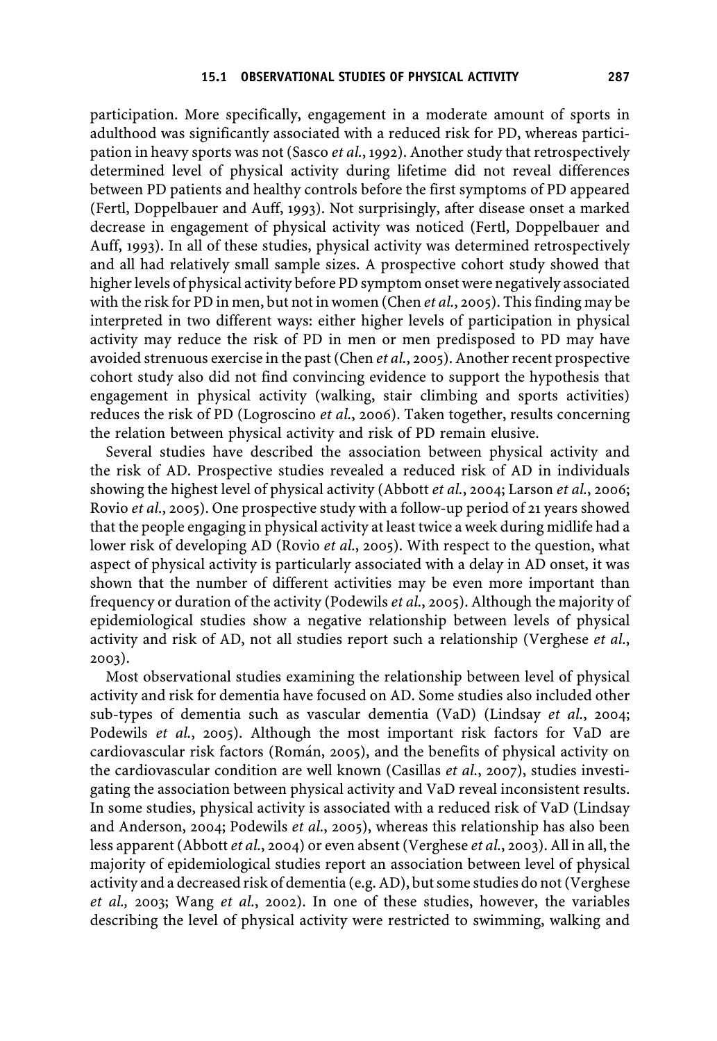participation. More specifically, engagement in a moderate amount of sports in adulthood was significantly associated with a reduced risk for PD, whereas participation in heavy sports was not (Sasco *et al.*, 1992). Another study that retrospectively determined level of physical activity during lifetime did not reveal differences between PD patients and healthy controls before the first symptoms of PD appeared (Fertl, Doppelbauer and Auff, 1993). Not surprisingly, after disease onset a marked decrease in engagement of physical activity was noticed (Fertl, Doppelbauer and Auff, 1993). In all of these studies, physical activity was determined retrospectively and all had relatively small sample sizes. A prospective cohort study showed that higher levels of physical activity before PD symptom onset were negatively associated with the risk for PD in men, but not in women (Chen *et al.*, 2005). This finding may be interpreted in two different ways: either higher levels of participation in physical activity may reduce the risk of PD in men or men predisposed to PD may have avoided strenuous exercise in the past (Chen *et al.*, 2005). Another recent prospective cohort study also did not find convincing evidence to support the hypothesis that engagement in physical activity (walking, stair climbing and sports activities) reduces the risk of PD (Logroscino *et al.*, 2006). Taken together, results concerning the relation between physical activity and risk of PD remain elusive.

Several studies have described the association between physical activity and the risk of AD. Prospective studies revealed a reduced risk of AD in individuals showing the highest level of physical activity (Abbott *et al.*, 2004; Larson *et al.*, 2006; Rovio *et al.*, 2005). One prospective study with a follow-up period of 21 years showed that the people engaging in physical activity at least twice a week during midlife had a lower risk of developing AD (Rovio *et al.*, 2005). With respect to the question, what aspect of physical activity is particularly associated with a delay in AD onset, it was shown that the number of different activities may be even more important than frequency or duration of the activity (Podewils *et al.*, 2005). Although the majority of epidemiological studies show a negative relationship between levels of physical activity and risk of AD, not all studies report such a relationship (Verghese *et al.*, 2003).

Most observational studies examining the relationship between level of physical activity and risk for dementia have focused on AD. Some studies also included other sub-types of dementia such as vascular dementia (VaD) (Lindsay *et al.*, 2004; Podewils *et al.*, 2005). Although the most important risk factors for VaD are cardiovascular risk factors (Román, 2005), and the benefits of physical activity on the cardiovascular condition are well known (Casillas *et al.*, 2007), studies investigating the association between physical activity and VaD reveal inconsistent results. In some studies, physical activity is associated with a reduced risk of VaD (Lindsay and Anderson, 2004; Podewils *et al.*, 2005), whereas this relationship has also been less apparent (Abbott *et al.*, 2004) or even absent (Verghese *et al.*, 2003). All in all, the majority of epidemiological studies report an association between level of physical activity and a decreased risk of dementia (e.g. AD), but some studies do not (Verghese *et al.*, 2003; Wang *et al.*, 2002). In one of these studies, however, the variables describing the level of physical activity were restricted to swimming, walking and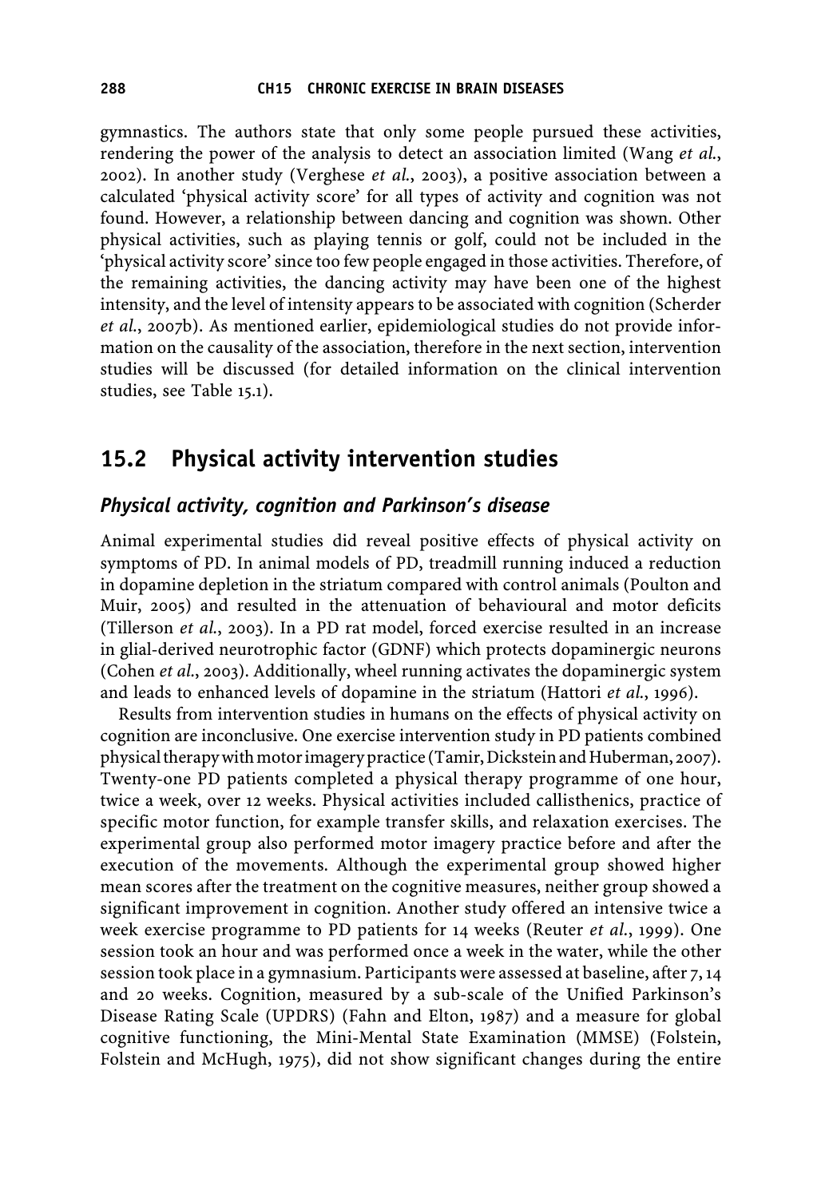gymnastics. The authors state that only some people pursued these activities, rendering the power of the analysis to detect an association limited (Wang *et al.*, 2002). In another study (Verghese *et al.*, 2003), a positive association between a calculated 'physical activity score' for all types of activity and cognition was not found. However, a relationship between dancing and cognition was shown. Other physical activities, such as playing tennis or golf, could not be included in the 'physical activity score' since too few people engaged in those activities. Therefore, of the remaining activities, the dancing activity may have been one of the highest intensity, and the level of intensity appears to be associated with cognition (Scherder *et al.*, 2007b). As mentioned earlier, epidemiological studies do not provide information on the causality of the association, therefore in the next section, intervention studies will be discussed (for detailed information on the clinical intervention studies, see Table 15.1).

## 15.2 Physical activity intervention studies

### *Physical activity, cognition and Parkinson's disease*

Animal experimental studies did reveal positive effects of physical activity on symptoms of PD. In animal models of PD, treadmill running induced a reduction in dopamine depletion in the striatum compared with control animals (Poulton and Muir, 2005) and resulted in the attenuation of behavioural and motor deficits (Tillerson *et al.*, 2003). In a PD rat model, forced exercise resulted in an increase in glial-derived neurotrophic factor (GDNF) which protects dopaminergic neurons (Cohen *et al.*, 2003). Additionally, wheel running activates the dopaminergic system and leads to enhanced levels of dopamine in the striatum (Hattori *et al.*, 1996).

Results from intervention studies in humans on the effects of physical activity on cognition are inconclusive. One exercise intervention study in PD patients combined physical therapy with motor imagery practice (Tamir, Dickstein and Huberman, 2007). Twenty-one PD patients completed a physical therapy programme of one hour, twice a week, over 12 weeks. Physical activities included callisthenics, practice of specific motor function, for example transfer skills, and relaxation exercises. The experimental group also performed motor imagery practice before and after the execution of the movements. Although the experimental group showed higher mean scores after the treatment on the cognitive measures, neither group showed a significant improvement in cognition. Another study offered an intensive twice a week exercise programme to PD patients for 14 weeks (Reuter *et al.*, 1999). One session took an hour and was performed once a week in the water, while the other session took place in a gymnasium. Participants were assessed at baseline, after 7, 14 and 20 weeks. Cognition, measured by a sub-scale of the Unified Parkinson's Disease Rating Scale (UPDRS) (Fahn and Elton, 1987) and a measure for global cognitive functioning, the Mini-Mental State Examination (MMSE) (Folstein, Folstein and McHugh, 1975), did not show significant changes during the entire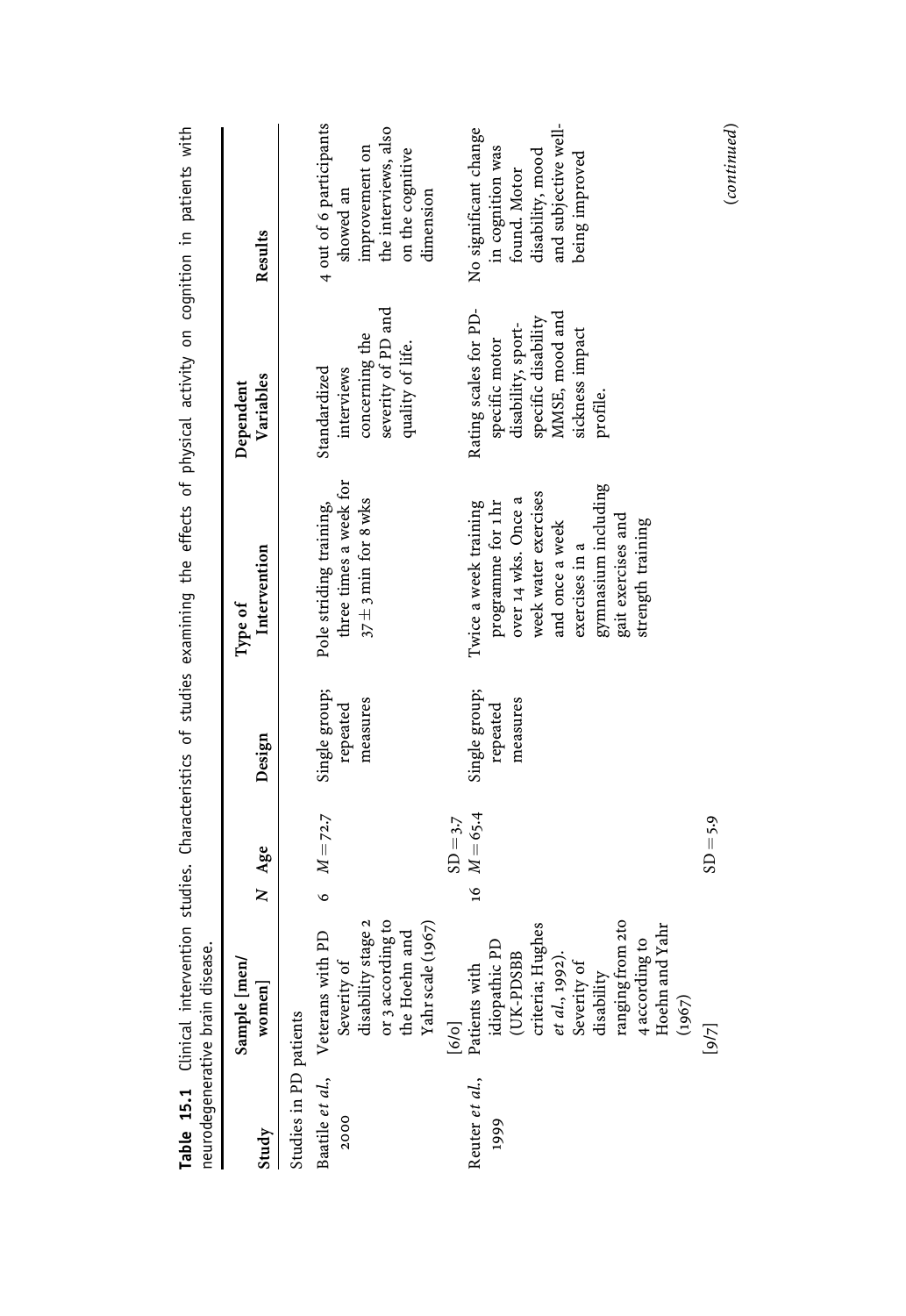**Table 15.1** Clinical intervention studies. Characteristics of studies examining the effects of physical activity on cognition in patients with neurodegenerative brain disease.

| Study | Sample [men/women] | N | Age | Design | Type of Intervention | Dependent Variables | Results |
|---|---|---|---|---|---|---|---|
| Studies in PD patients | | | | | | | |
| Baatile *et al.*, 2000 | Veterans with PD Severity of disability stage 2 or 3 according to the Hoehn and Yahr scale (1967) [6/0] | 6 | $M = 72.7$ $SD = 3.7$ | Single group; repeated measures | Pole striding training, three times a week for $37 \pm 3$ min for 8 wks | Standardized interviews concerning the severity of PD and quality of life. | 4 out of 6 participants showed an improvement on the interviews, also on the cognitive dimension |
| Reuter *et al.*, 1999 | Patients with idiopathic PD (UK-PDSBB criteria; Hughes *et al.*, 1992). Severity of disability ranging from 2to 4 according to Hoehn and Yahr (1967) [9/7] | 16 | $M = 65.4$ $SD = 5.9$ | Single group; repeated measures | Twice a week training programme for 1 hr over 14 wks. Once a week water exercises and once a week exercises in a gymnasium including gait exercises and strength training | Rating scales for PD-specific motor disability, sport-specific disability MMSE, mood and sickness impact profile. | No significant change in cognition was found. Motor disability, mood and subjective well-being improved |

(*continued*)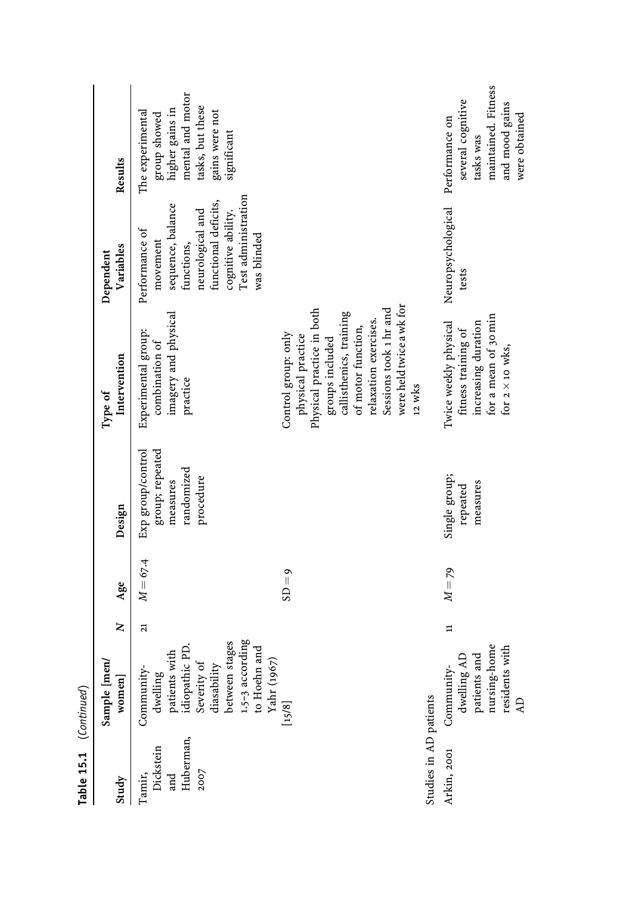**Table 15.1** *(Continued)*

| Study | Sample [men/women] | N | Age | Design | Type of Intervention | Dependent Variables | Results |
|---|---|---|---|---|---|---|---|
| Tamir, Dickstein and Huberman, 2007 | Community-dwelling patients with idiopathic PD. Severity of diasability between stages 1.5–3 according to Hoehn and Yahr (1967) [15/8] | 21 | $M = 67.4$ SD = 9 | Exp group/control group; repeated measures randomized procedure | Experimental group: combination of imagery and physical practice. Control group: only physical practice. Physical practice in both groups included callisthenics, training of motor function, relaxation exercises. Sessions took 1 hr and were held twice a wk for 12 wks | Performance of movement sequence, balance functions, neurological and functional deficits, cognitive ability. Test administration was blinded | The experimental group showed higher gains in mental and motor tasks, but these gains were not significant |
| Studies in AD patients | | | | | | | |
| Arkin, 2001 | Community-dwelling AD patients and nursing-home residents with AD | 11 | $M = 79$ | Single group; repeated measures | Twice weekly physical fitness training of increasing duration for a mean of 30 min for 2 × 10 wks, | Neuropsychological tests | Performance on several cognitive tasks was maintained. Fitness and mood gains were obtained |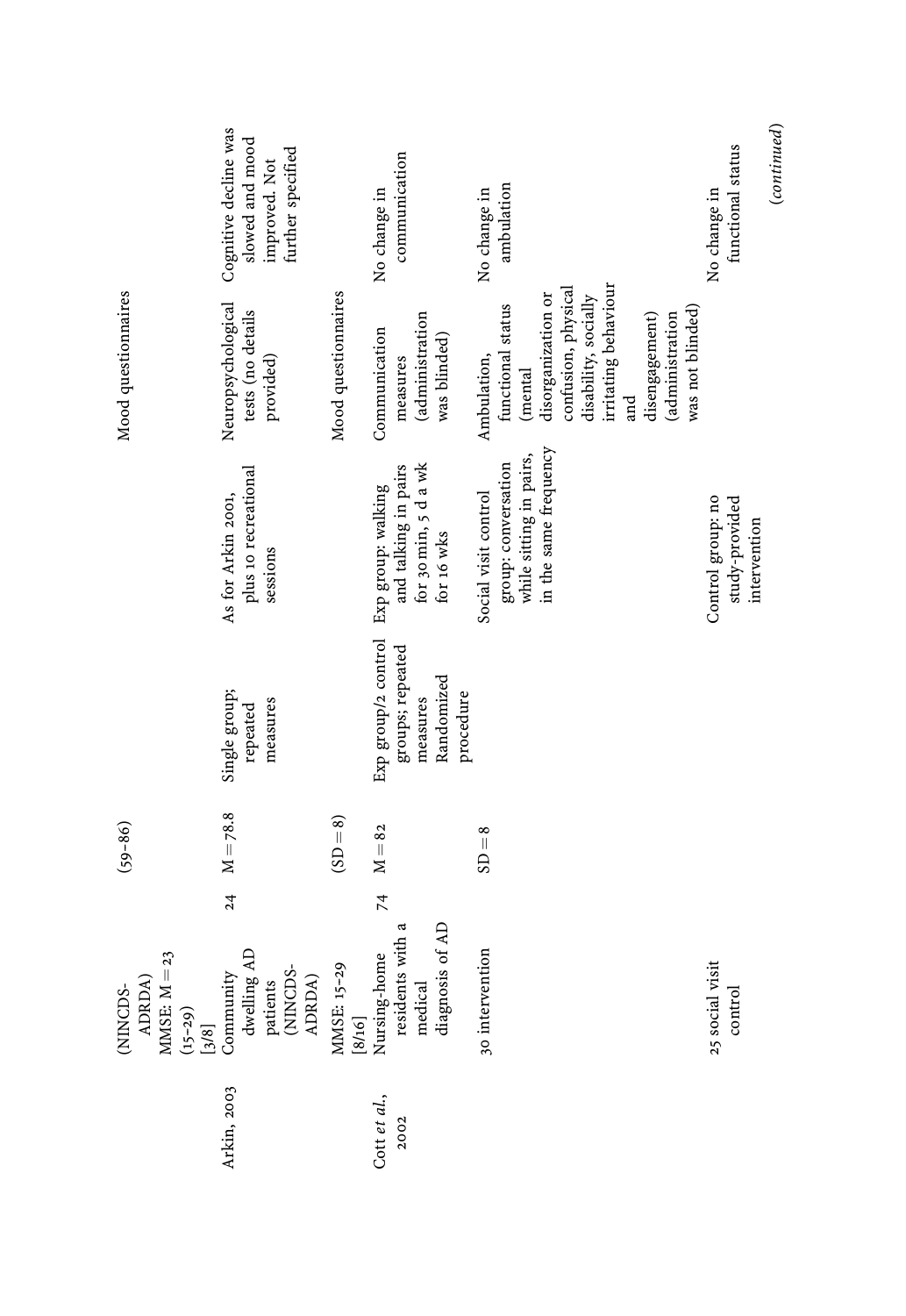| | | | | | | | |
|---|---|---|---|---|---|---|---|
| | (NINCDS-ADRDA) MMSE: M = 23 (15–29) [3/8] | | (59–86) | | | Mood questionnaires | |
| Arkin, 2003 | Community dwelling AD patients (NINCDS-ADRDA) MMSE: 15–29 [8/16] | 24 | M = 78.8 (SD = 8) | Single group; repeated measures | As for Arkin 2001, plus 10 recreational sessions | Neuropsychological tests (no details provided) Mood questionnaires | Cognitive decline was slowed and mood improved. Not further specified |
| Cott *et al.*, 2002 | Nursing-home residents with a medical diagnosis of AD | 74 | M = 82 | Exp group/2 control groups; repeated measures Randomized procedure | Exp group: walking and talking in pairs for 30 min, 5 d a wk for 16 wks | Communication measures (administration was blinded) | No change in communication |
| | 30 intervention | | SD = 8 | | Social visit control group: conversation while sitting in pairs, in the same frequency | Ambulation, functional status (mental disorganization or confusion, physical disability, socially irritating behaviour and disengagement) (administration was not blinded) | No change in ambulation |
| | 25 social visit control | | | | Control group: no study-provided intervention | | No change in functional status |

(*continued*)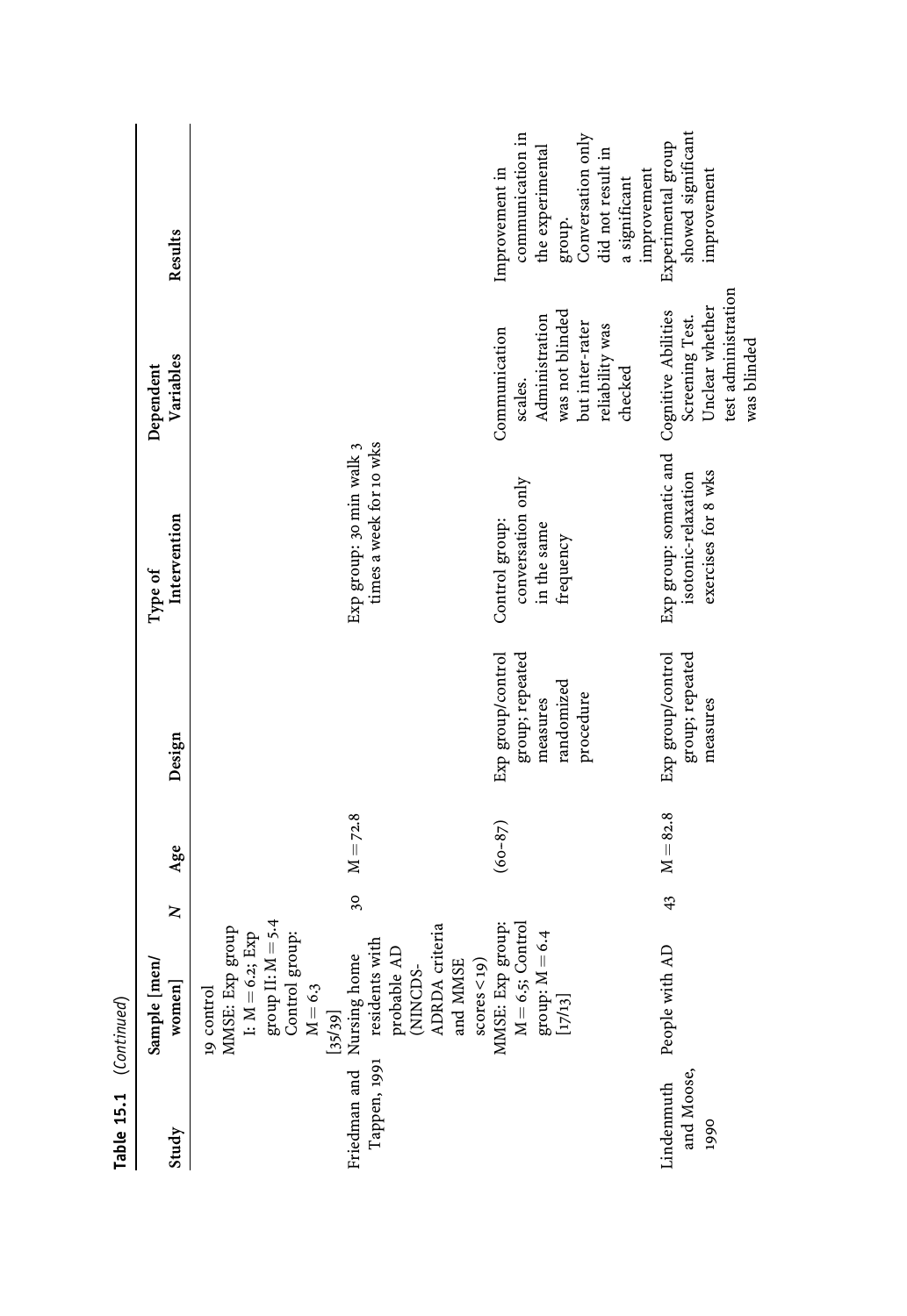**Table 15.1** *(Continued)*

| Study | Sample [men/women] | N | Age | Design | Type of Intervention | Dependent Variables | Results |
|---|---|---|---|---|---|---|---|
| | 19 control MMSE: Exp group I: M = 6.2; Exp group II: M = 5.4 Control group: M = 6.3 [35/39] | | | | | | |
| Friedman and Tappen, 1991 | Nursing home residents with probable AD (NINCDS-ADRDA criteria and MMSE scores < 19) MMSE: Exp group: M = 6.5; Control group: M = 6.4 [17/13] | 30 | M = 72.8 (60–87) | Exp group/control group; repeated measures randomized procedure | Exp group: 30 min walk 3 times a week for 10 wks Control group: conversation only in the same frequency | Communication scales. Administration was not blinded but inter-rater reliability was checked | Improvement in communication in the experimental group. Conversation only did not result in a significant improvement |
| Lindenmuth and Moose, 1990 | People with AD | 43 | M = 82.8 | Exp group/control group; repeated measures | Exp group: somatic and isotonic-relaxation exercises for 8 wks | Cognitive Abilities Screening Test. Unclear whether test administration was blinded | Experimental group showed significant improvement |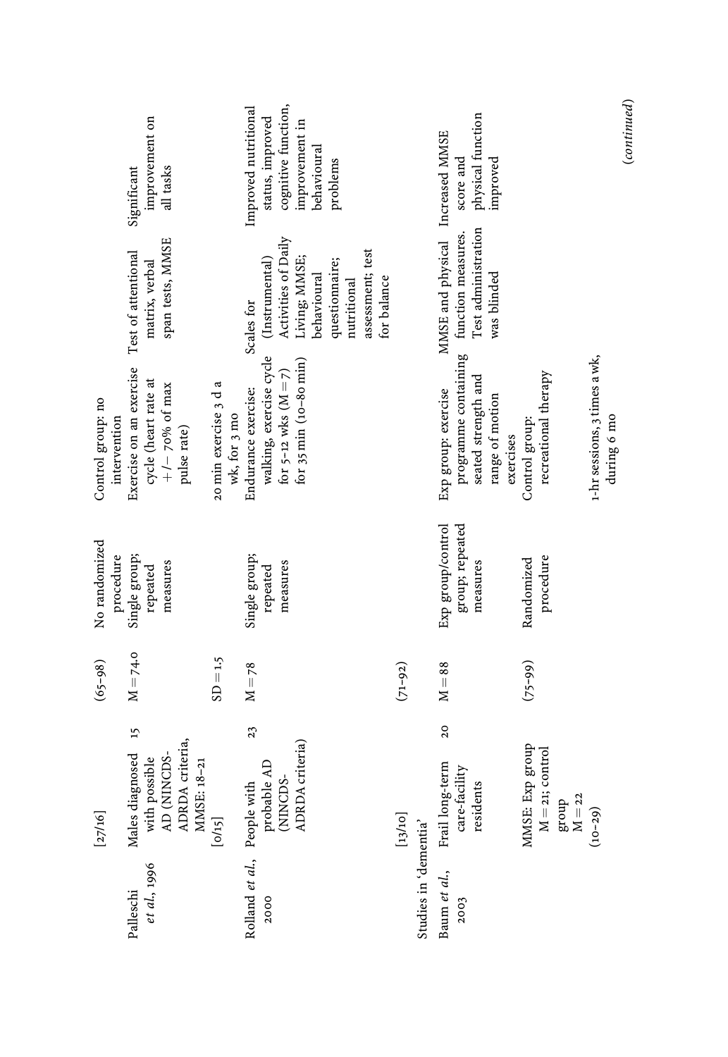| | | | | | | | |
|---|---|---|---|---|---|---|---|
| | [27/16] | | (65–98) | No randomized procedure | Control group: no intervention | | |
| Palleschi *et al.*, 1996 | Males diagnosed with possible AD (NINCDS-ADRDA criteria, MMSE: 18–21 [0/15] | 15 | M = 74.0 SD = 1.5 | Single group; repeated measures | Exercise on an exercise cycle (heart rate at +/− 70% of max pulse rate) 20 min exercise 3 d a wk, for 3 mo | Test of attentional matrix, verbal span tests, MMSE | Significant improvement on all tasks |
| Rolland *et al.*, 2000 | People with probable AD (NINCDS-ADRDA criteria) [13/10] | 23 | M = 78 (71–92) | Single group; repeated measures | Endurance exercise: walking, exercise cycle for 5–12 wks (M = 7) for 35 min (10–80 min) | Scales for (Instrumental) Activities of Daily Living; MMSE; behavioural questionnaire; nutritional assessment; test for balance | Improved nutritional status, improved cognitive function, improvement in behavioural problems |
| Studies in 'dementia' | | | | | | | |
| Baum *et al.*, 2003 | Frail long-term care-facility residents MMSE: Exp group M = 21; control group M = 22 (10–29) | 20 | M = 88 (75–99) | Exp group/control group; repeated measures Randomized procedure | Exp group: exercise programme containing seated strength and range of motion exercises Control group: recreational therapy 1-hr sessions, 3 times a wk, during 6 mo | MMSE and physical function measures. Test administration was blinded | Increased MMSE score and physical function improved |

(*continued*)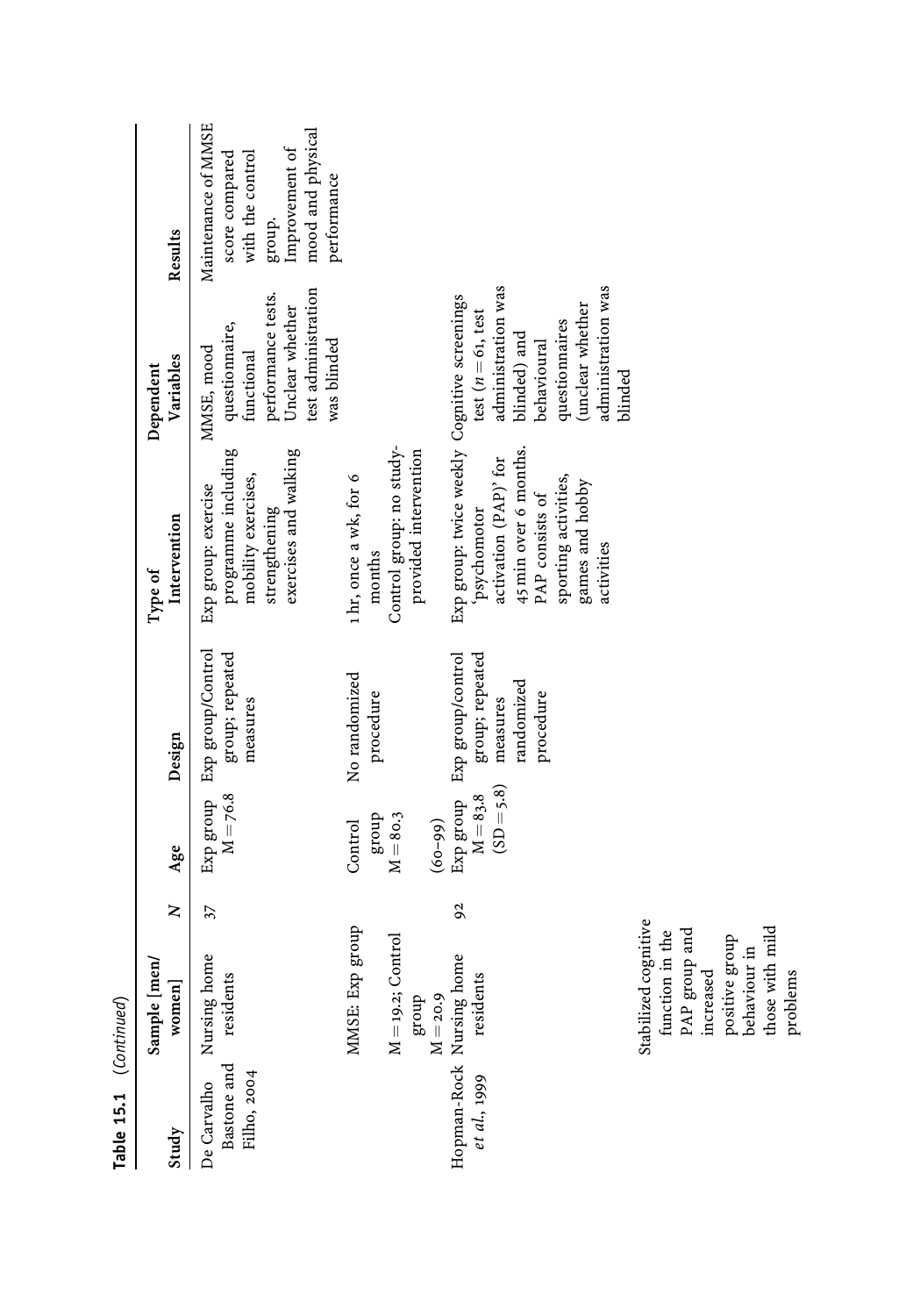**Table 15.1** (*Continued*)

| Study | Sample [men/ women] | N | Age | Design | Type of Intervention | Dependent Variables | Results |
|---|---|---|---|---|---|---|---|
| De Carvalho Bastone and Filho, 2004 | Nursing home residents<br><br>MMSE: Exp group M = 19.2; Control group M = 20.9 | 37 | Exp group M = 76.8<br><br>Control group M = 80.3<br><br>(60–99) | Exp group/Control group; repeated measures<br><br>No randomized procedure | Exp group: exercise programme including mobility exercises, strengthening exercises and walking<br><br>1 hr, once a wk, for 6 months<br><br>Control group: no study-provided intervention | MMSE, mood questionnaire, functional performance tests. Unclear whether test administration was blinded | Maintenance of MMSE score compared with the control group. Improvement of mood and physical performance |
| Hopman-Rock *et al.*, 1999 | Nursing home residents | 92 | Exp group M = 83.8 (SD = 5.8) | Exp group/control group; repeated measures randomized procedure | Exp group: twice weekly 'psychomotor activation (PAP)' for 45 min over 6 months. PAP consists of sporting activities, games and hobby activities | Cognitive screenings test (*n* = 61, test administration was blinded) and behavioural questionnaires (unclear whether administration was blinded | Stabilized cognitive function in the PAP group and increased positive group behaviour in those with mild problems |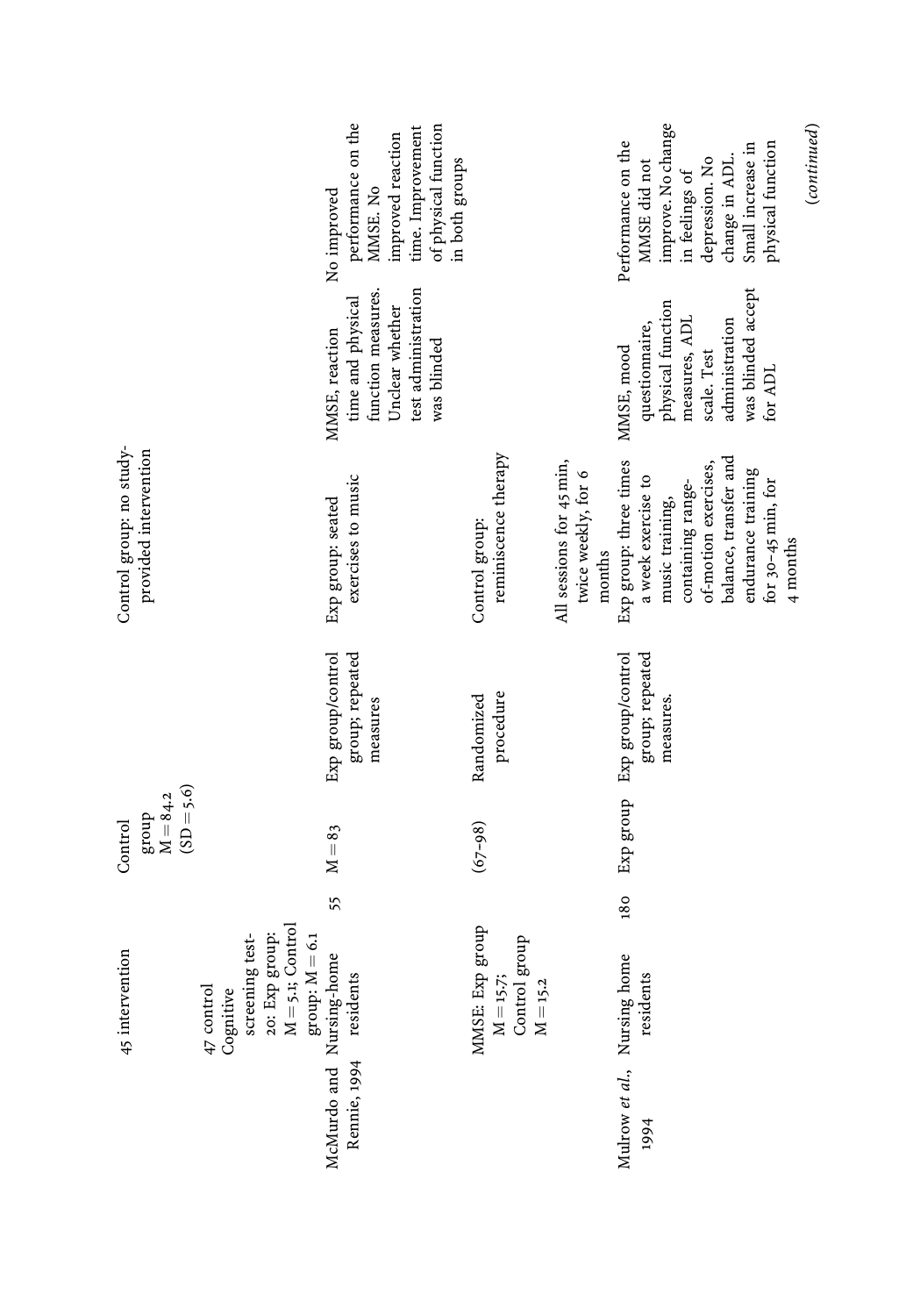| | | | | | | | |
|---|---|---|---|---|---|---|---|
| | 45 intervention | | Control group M = 84.2 (SD = 5.6) | | Control group: no study-provided intervention | | |
| | 47 control Cognitive screening test-20: Exp group: M = 5.1; Control group: M = 6.1 | | | | | | |
| McMurdo and Rennie, 1994 | Nursing-home residents | 55 | M = 83 | Exp group/control group; repeated measures | Exp group: seated exercises to music | MMSE, reaction time and physical function measures. Unclear whether test administration was blinded | No improved performance on the MMSE. No improved reaction time. Improvement of physical function in both groups |
| | MMSE: Exp group M = 15.7; Control group M = 15.2 | | (67–98) | Randomized procedure | Control group: reminiscence therapy | | |
| | | | | | All sessions for 45 min, twice weekly, for 6 months | | |
| Mulrow *et al.*, 1994 | Nursing home residents | 180 | Exp group | Exp group/control group; repeated measures. | Exp group: three times a week exercise to music training, containing range-of-motion exercises, balance, transfer and endurance training for 30–45 min, for 4 months | MMSE, mood questionnaire, physical function measures, ADL scale. Test administration was blinded accept for ADL | Performance on the MMSE did not improve. No change in feelings of depression. No change in ADL. Small increase in physical function |

(*continued*)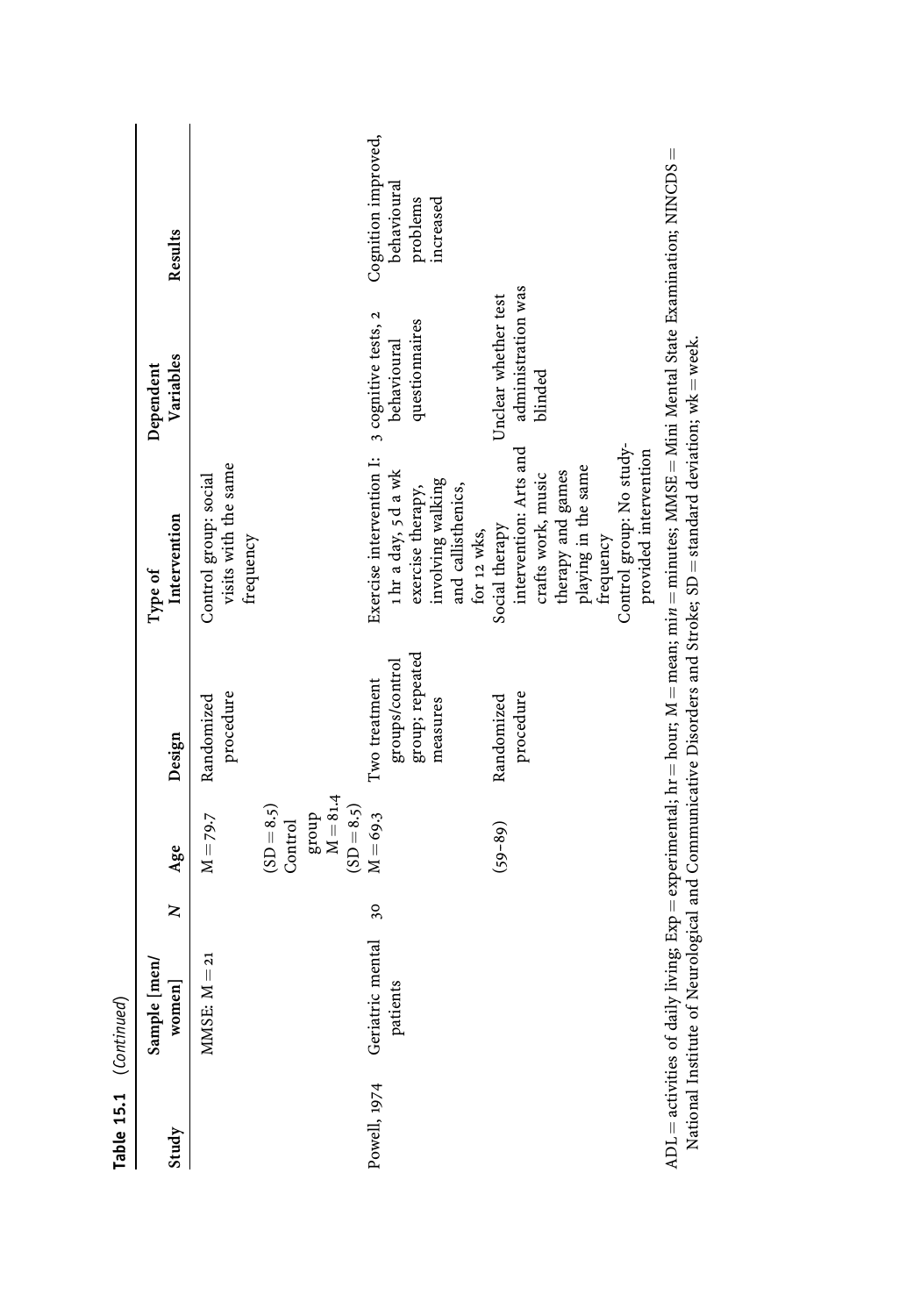**Table 15.1** (*Continued*)

| Study | Sample [men/women] | N | Age | Design | Type of Intervention | Dependent Variables | Results |
|---|---|---|---|---|---|---|---|
| | MMSE: M = 21 | | M = 79.7 (SD = 8.5) Control group M = 81.4 (SD = 8.5) | Randomized procedure | Control group: social visits with the same frequency | | |
| Powell, 1974 | Geriatric mental patients | 30 | M = 69.3 (59–89) | Two treatment groups/control group; repeated measures Randomized procedure | Exercise intervention I: 1 hr a day, 5 d a wk exercise therapy, involving walking and callisthenics, for 12 wks, Social therapy intervention: Arts and crafts work, music therapy and games playing in the same frequency Control group: No study-provided intervention | 3 cognitive tests, 2 behavioural questionnaires Unclear whether test administration was blinded | Cognition improved, behavioural problems increased |

ADL = activities of daily living; Exp = experimental; hr = hour; M = mean; m*in* = minutes; MMSE = Mini Mental State Examination; NINCDS = National Institute of Neurological and Communicative Disorders and Stroke; SD = standard deviation; wk = week.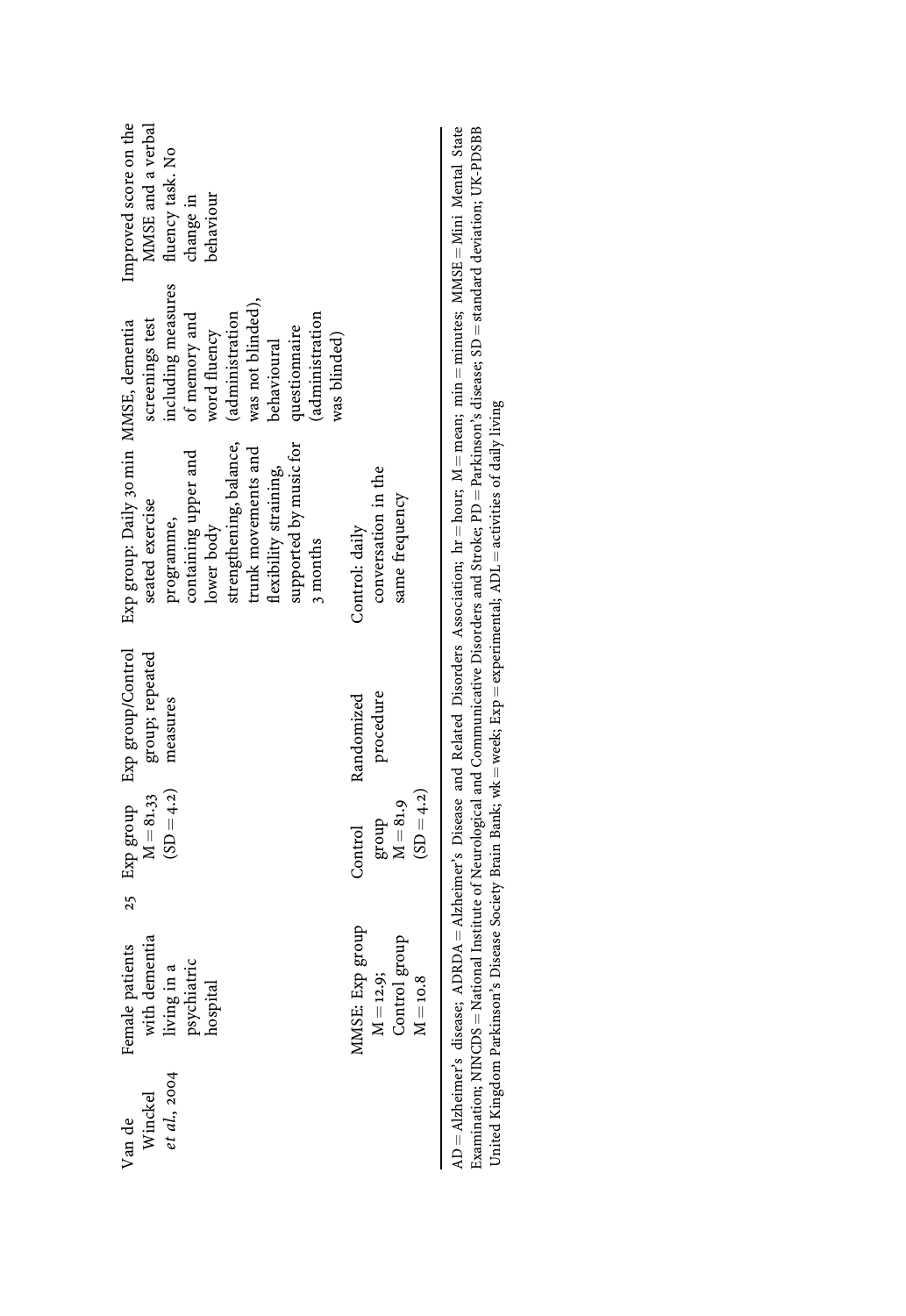| | | | | | | | |
|---|---|---|---|---|---|---|---|
| Van de Winckel *et al.*, 2004 | Female patients with dementia living in a psychiatric hospital<br><br>MMSE: Exp group M = 12.9; Control group M = 10.8 | 25 | Exp group M = 81.33 (SD = 4.2)<br><br>Control group M = 81.9 (SD = 4.2) | Exp group/Control group; repeated measures<br><br>Randomized procedure | Exp group: Daily 30 min seated exercise programme, containing upper and lower body strengthening, balance, trunk movements and flexibility straining, supported by music for 3 months<br><br>Control: daily conversation in the same frequency | MMSE, dementia screenings test including measures of memory and word fluency (administration was not blinded), behavioural questionnaire (administration was blinded) | Improved score on the MMSE and a verbal fluency task. No change in behaviour |

AD = Alzheimer's disease; ADRDA = Alzheimer's Disease and Related Disorders Association; hr = hour; M = mean; min = minutes; MMSE = Mini Mental State Examination; NINCDS = National Institute of Neurological and Communicative Disorders and Stroke; PD = Parkinson's disease; SD = standard deviation; UK-PDSBB United Kingdom Parkinson's Disease Society Brain Bank; wk = week; Exp = experimental; ADL = activities of daily living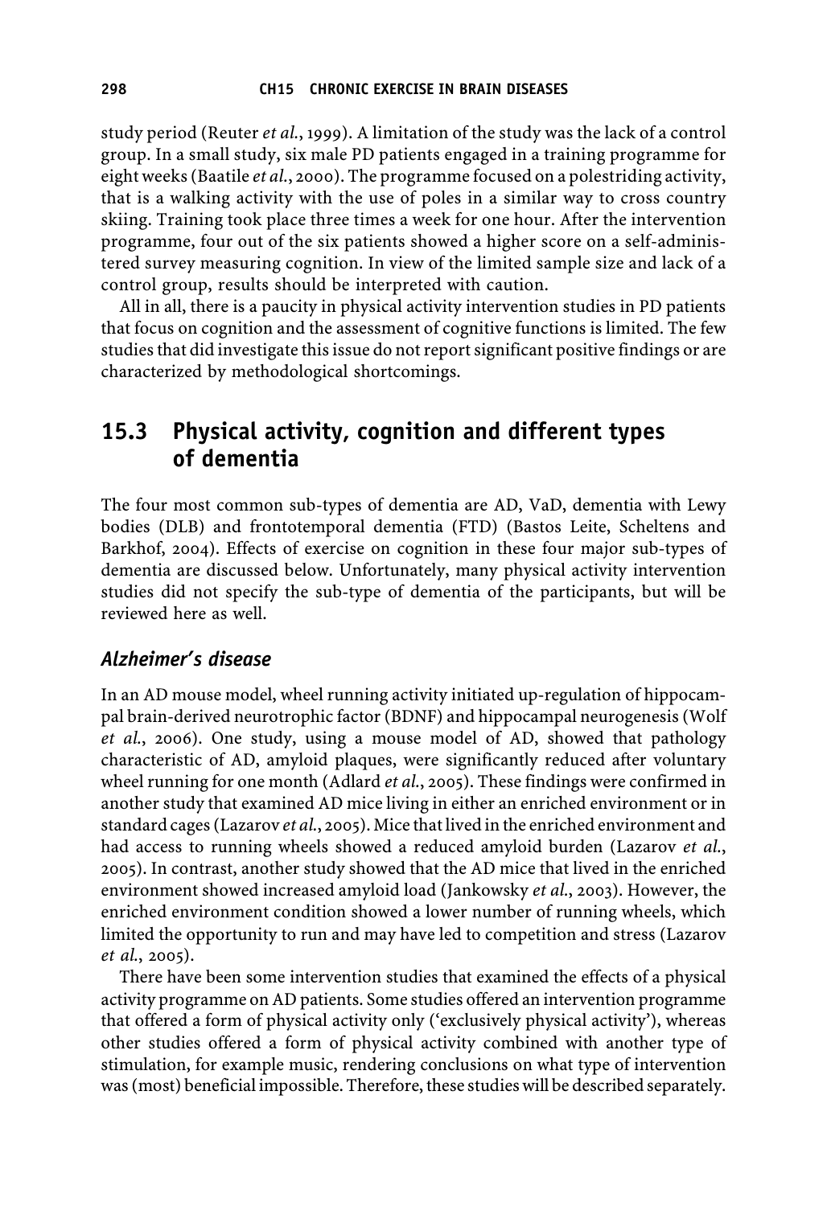study period (Reuter *et al.*, 1999). A limitation of the study was the lack of a control group. In a small study, six male PD patients engaged in a training programme for eight weeks (Baatile *et al.*, 2000). The programme focused on a polestriding activity, that is a walking activity with the use of poles in a similar way to cross country skiing. Training took place three times a week for one hour. After the intervention programme, four out of the six patients showed a higher score on a self-administered survey measuring cognition. In view of the limited sample size and lack of a control group, results should be interpreted with caution.

All in all, there is a paucity in physical activity intervention studies in PD patients that focus on cognition and the assessment of cognitive functions is limited. The few studies that did investigate this issue do not report significant positive findings or are characterized by methodological shortcomings.

## 15.3 Physical activity, cognition and different types of dementia

The four most common sub-types of dementia are AD, VaD, dementia with Lewy bodies (DLB) and frontotemporal dementia (FTD) (Bastos Leite, Scheltens and Barkhof, 2004). Effects of exercise on cognition in these four major sub-types of dementia are discussed below. Unfortunately, many physical activity intervention studies did not specify the sub-type of dementia of the participants, but will be reviewed here as well.

### *Alzheimer's disease*

In an AD mouse model, wheel running activity initiated up-regulation of hippocampal brain-derived neurotrophic factor (BDNF) and hippocampal neurogenesis (Wolf *et al.*, 2006). One study, using a mouse model of AD, showed that pathology characteristic of AD, amyloid plaques, were significantly reduced after voluntary wheel running for one month (Adlard *et al.*, 2005). These findings were confirmed in another study that examined AD mice living in either an enriched environment or in standard cages (Lazarov *et al.*, 2005). Mice that lived in the enriched environment and had access to running wheels showed a reduced amyloid burden (Lazarov *et al.*, 2005). In contrast, another study showed that the AD mice that lived in the enriched environment showed increased amyloid load (Jankowsky *et al.*, 2003). However, the enriched environment condition showed a lower number of running wheels, which limited the opportunity to run and may have led to competition and stress (Lazarov *et al.*, 2005).

There have been some intervention studies that examined the effects of a physical activity programme on AD patients. Some studies offered an intervention programme that offered a form of physical activity only ('exclusively physical activity'), whereas other studies offered a form of physical activity combined with another type of stimulation, for example music, rendering conclusions on what type of intervention was (most) beneficial impossible. Therefore, these studies will be described separately.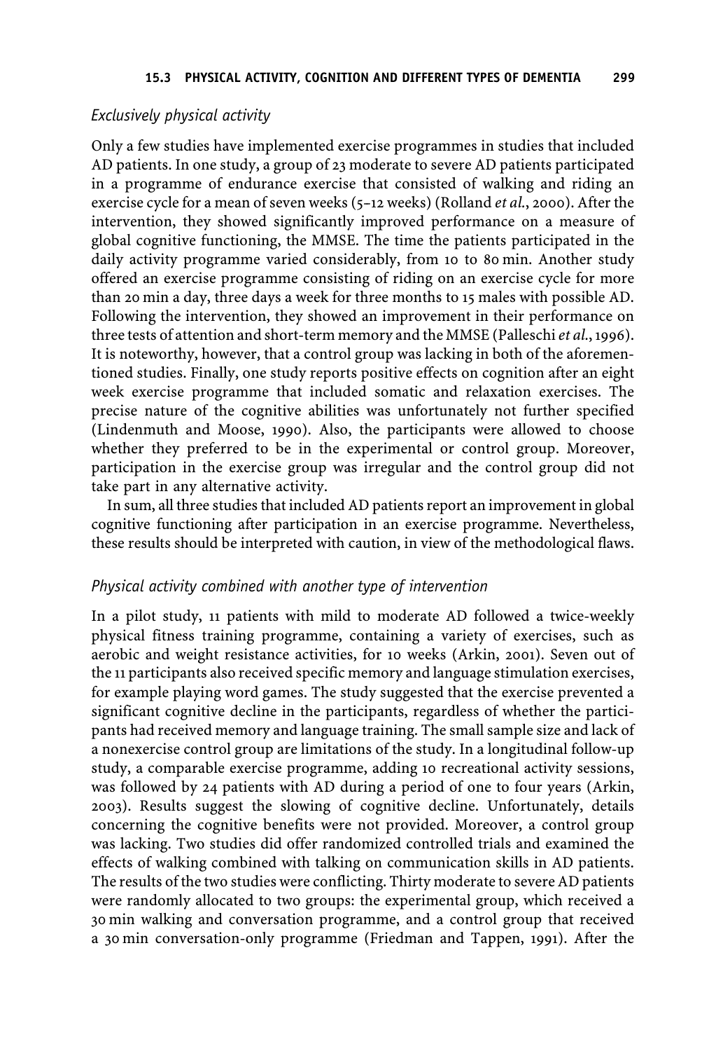*Exclusively physical activity*

Only a few studies have implemented exercise programmes in studies that included AD patients. In one study, a group of 23 moderate to severe AD patients participated in a programme of endurance exercise that consisted of walking and riding an exercise cycle for a mean of seven weeks (5–12 weeks) (Rolland *et al.*, 2000). After the intervention, they showed significantly improved performance on a measure of global cognitive functioning, the MMSE. The time the patients participated in the daily activity programme varied considerably, from 10 to 80 min. Another study offered an exercise programme consisting of riding on an exercise cycle for more than 20 min a day, three days a week for three months to 15 males with possible AD. Following the intervention, they showed an improvement in their performance on three tests of attention and short-term memory and the MMSE (Palleschi *et al.*, 1996). It is noteworthy, however, that a control group was lacking in both of the aforementioned studies. Finally, one study reports positive effects on cognition after an eight week exercise programme that included somatic and relaxation exercises. The precise nature of the cognitive abilities was unfortunately not further specified (Lindenmuth and Moose, 1990). Also, the participants were allowed to choose whether they preferred to be in the experimental or control group. Moreover, participation in the exercise group was irregular and the control group did not take part in any alternative activity.

In sum, all three studies that included AD patients report an improvement in global cognitive functioning after participation in an exercise programme. Nevertheless, these results should be interpreted with caution, in view of the methodological flaws.

*Physical activity combined with another type of intervention*

In a pilot study, 11 patients with mild to moderate AD followed a twice-weekly physical fitness training programme, containing a variety of exercises, such as aerobic and weight resistance activities, for 10 weeks (Arkin, 2001). Seven out of the 11 participants also received specific memory and language stimulation exercises, for example playing word games. The study suggested that the exercise prevented a significant cognitive decline in the participants, regardless of whether the participants had received memory and language training. The small sample size and lack of a nonexercise control group are limitations of the study. In a longitudinal follow-up study, a comparable exercise programme, adding 10 recreational activity sessions, was followed by 24 patients with AD during a period of one to four years (Arkin, 2003). Results suggest the slowing of cognitive decline. Unfortunately, details concerning the cognitive benefits were not provided. Moreover, a control group was lacking. Two studies did offer randomized controlled trials and examined the effects of walking combined with talking on communication skills in AD patients. The results of the two studies were conflicting. Thirty moderate to severe AD patients were randomly allocated to two groups: the experimental group, which received a 30 min walking and conversation programme, and a control group that received a 30 min conversation-only programme (Friedman and Tappen, 1991). After the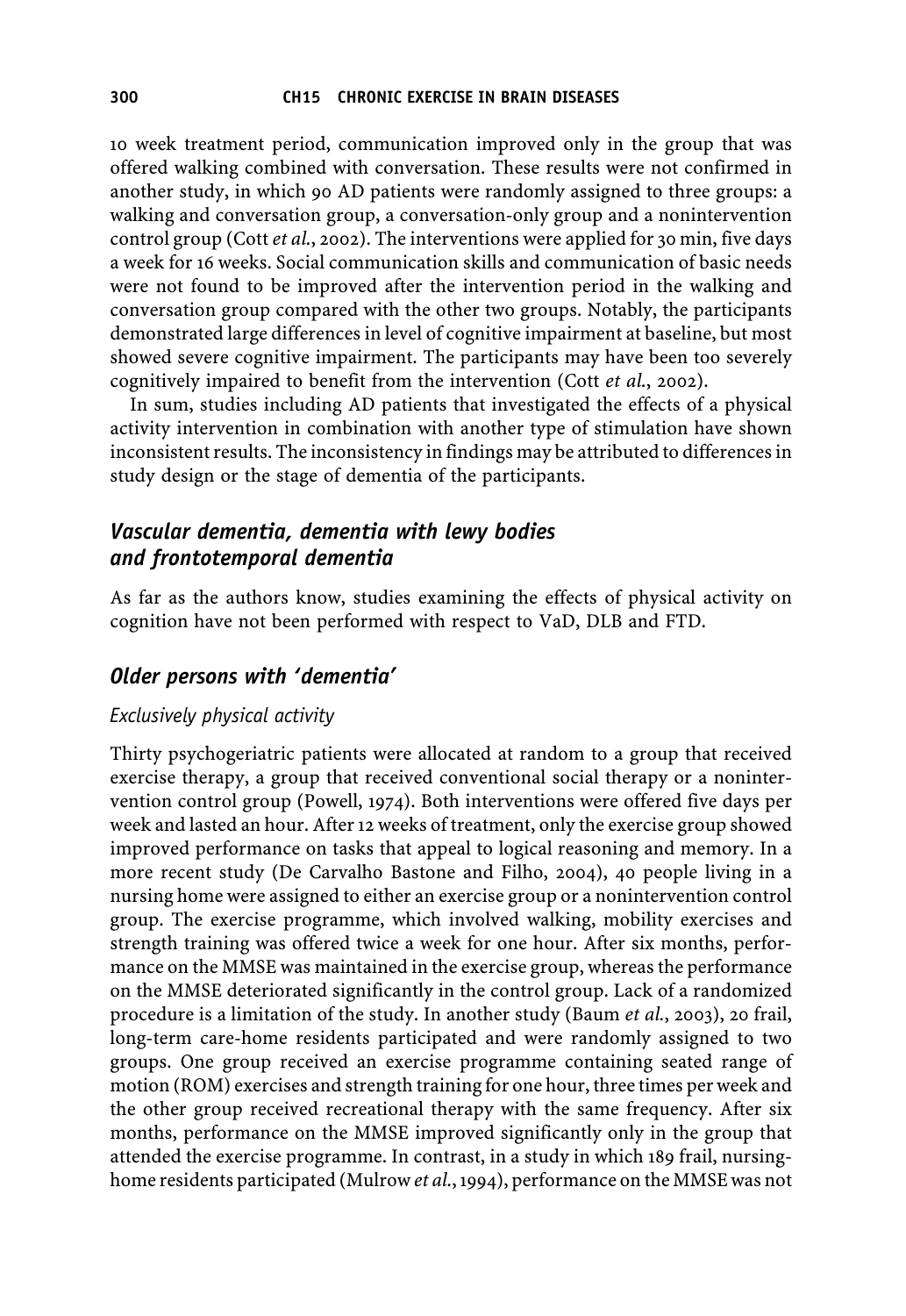10 week treatment period, communication improved only in the group that was offered walking combined with conversation. These results were not confirmed in another study, in which 90 AD patients were randomly assigned to three groups: a walking and conversation group, a conversation-only group and a nonintervention control group (Cott *et al.*, 2002). The interventions were applied for 30 min, five days a week for 16 weeks. Social communication skills and communication of basic needs were not found to be improved after the intervention period in the walking and conversation group compared with the other two groups. Notably, the participants demonstrated large differences in level of cognitive impairment at baseline, but most showed severe cognitive impairment. The participants may have been too severely cognitively impaired to benefit from the intervention (Cott *et al.*, 2002).

In sum, studies including AD patients that investigated the effects of a physical activity intervention in combination with another type of stimulation have shown inconsistent results. The inconsistency in findings may be attributed to differences in study design or the stage of dementia of the participants.

### *Vascular dementia, dementia with lewy bodies and frontotemporal dementia*

As far as the authors know, studies examining the effects of physical activity on cognition have not been performed with respect to VaD, DLB and FTD.

### *Older persons with 'dementia'*

#### *Exclusively physical activity*

Thirty psychogeriatric patients were allocated at random to a group that received exercise therapy, a group that received conventional social therapy or a nonintervention control group (Powell, 1974). Both interventions were offered five days per week and lasted an hour. After 12 weeks of treatment, only the exercise group showed improved performance on tasks that appeal to logical reasoning and memory. In a more recent study (De Carvalho Bastone and Filho, 2004), 40 people living in a nursing home were assigned to either an exercise group or a nonintervention control group. The exercise programme, which involved walking, mobility exercises and strength training was offered twice a week for one hour. After six months, performance on the MMSE was maintained in the exercise group, whereas the performance on the MMSE deteriorated significantly in the control group. Lack of a randomized procedure is a limitation of the study. In another study (Baum *et al.*, 2003), 20 frail, long-term care-home residents participated and were randomly assigned to two groups. One group received an exercise programme containing seated range of motion (ROM) exercises and strength training for one hour, three times per week and the other group received recreational therapy with the same frequency. After six months, performance on the MMSE improved significantly only in the group that attended the exercise programme. In contrast, in a study in which 189 frail, nursing-home residents participated (Mulrow *et al.*, 1994), performance on the MMSE was not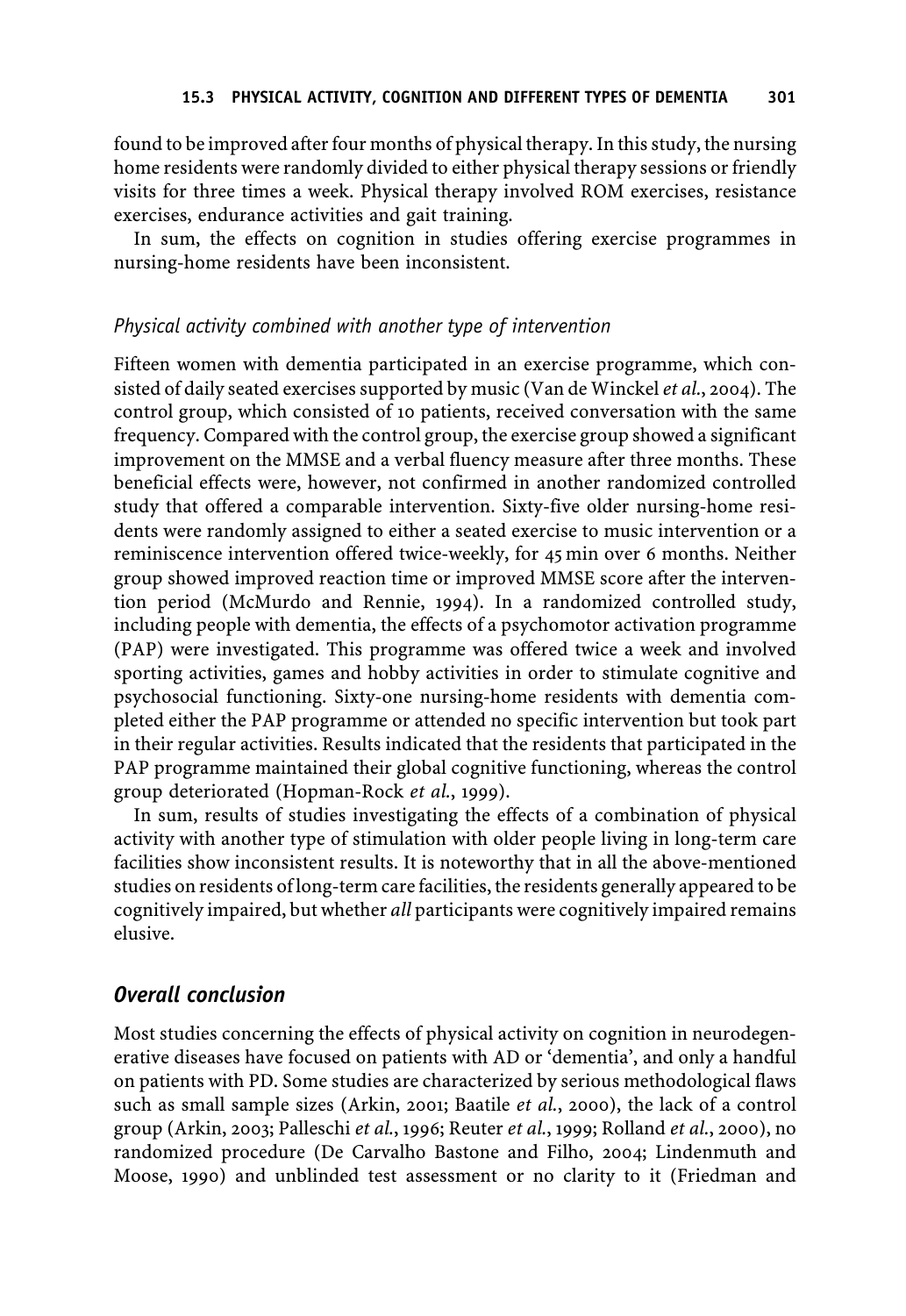found to be improved after four months of physical therapy. In this study, the nursing home residents were randomly divided to either physical therapy sessions or friendly visits for three times a week. Physical therapy involved ROM exercises, resistance exercises, endurance activities and gait training.

In sum, the effects on cognition in studies offering exercise programmes in nursing-home residents have been inconsistent.

### *Physical activity combined with another type of intervention*

Fifteen women with dementia participated in an exercise programme, which consisted of daily seated exercises supported by music (Van de Winckel *et al.*, 2004). The control group, which consisted of 10 patients, received conversation with the same frequency. Compared with the control group, the exercise group showed a significant improvement on the MMSE and a verbal fluency measure after three months. These beneficial effects were, however, not confirmed in another randomized controlled study that offered a comparable intervention. Sixty-five older nursing-home residents were randomly assigned to either a seated exercise to music intervention or a reminiscence intervention offered twice-weekly, for 45 min over 6 months. Neither group showed improved reaction time or improved MMSE score after the intervention period (McMurdo and Rennie, 1994). In a randomized controlled study, including people with dementia, the effects of a psychomotor activation programme (PAP) were investigated. This programme was offered twice a week and involved sporting activities, games and hobby activities in order to stimulate cognitive and psychosocial functioning. Sixty-one nursing-home residents with dementia completed either the PAP programme or attended no specific intervention but took part in their regular activities. Results indicated that the residents that participated in the PAP programme maintained their global cognitive functioning, whereas the control group deteriorated (Hopman-Rock *et al.*, 1999).

In sum, results of studies investigating the effects of a combination of physical activity with another type of stimulation with older people living in long-term care facilities show inconsistent results. It is noteworthy that in all the above-mentioned studies on residents of long-term care facilities, the residents generally appeared to be cognitively impaired, but whether *all* participants were cognitively impaired remains elusive.

## *Overall conclusion*

Most studies concerning the effects of physical activity on cognition in neurodegenerative diseases have focused on patients with AD or 'dementia', and only a handful on patients with PD. Some studies are characterized by serious methodological flaws such as small sample sizes (Arkin, 2001; Baatile *et al.*, 2000), the lack of a control group (Arkin, 2003; Palleschi *et al.*, 1996; Reuter *et al.*, 1999; Rolland *et al.*, 2000), no randomized procedure (De Carvalho Bastone and Filho, 2004; Lindenmuth and Moose, 1990) and unblinded test assessment or no clarity to it (Friedman and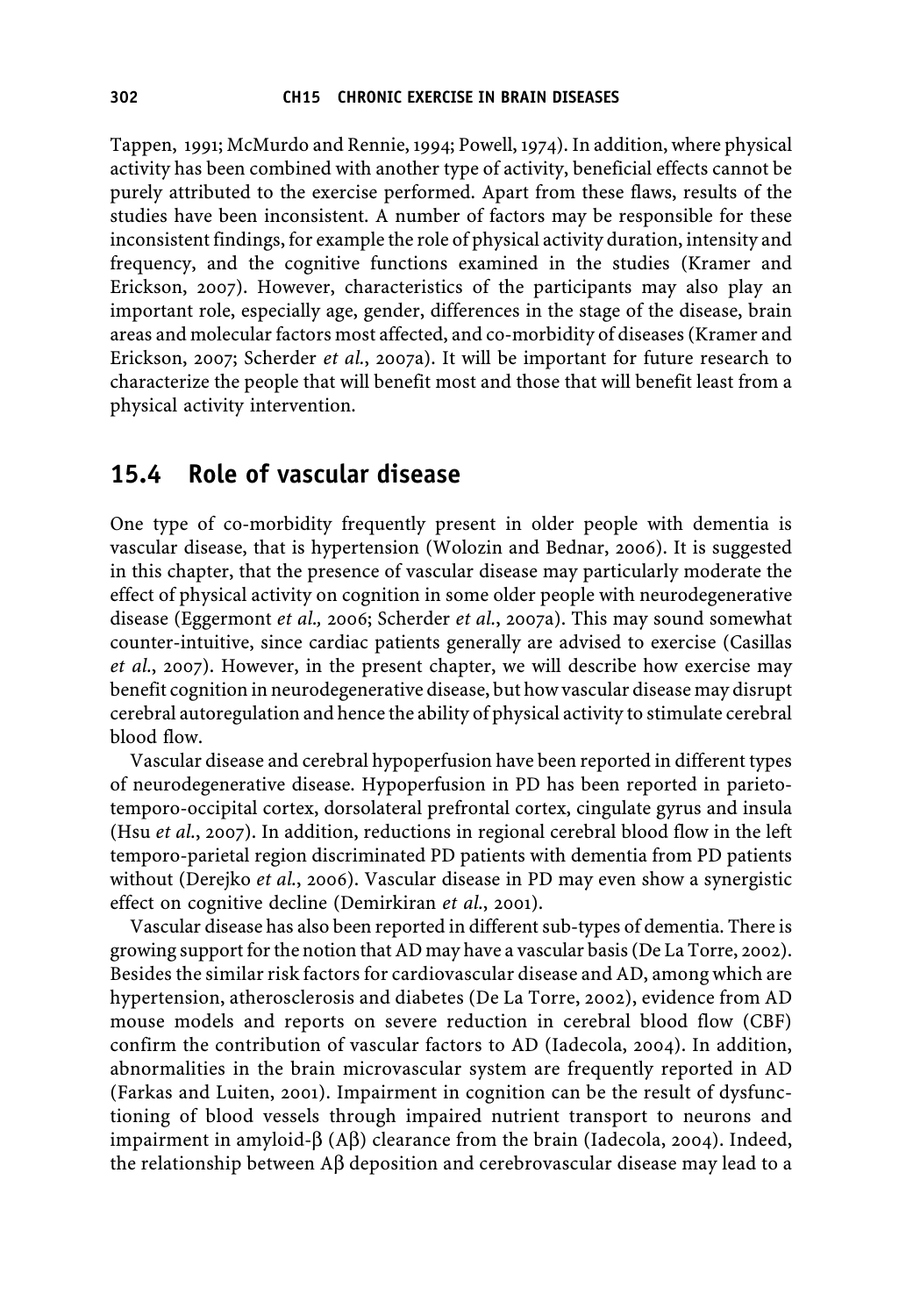Tappen, 1991; McMurdo and Rennie, 1994; Powell, 1974). In addition, where physical activity has been combined with another type of activity, beneficial effects cannot be purely attributed to the exercise performed. Apart from these flaws, results of the studies have been inconsistent. A number of factors may be responsible for these inconsistent findings, for example the role of physical activity duration, intensity and frequency, and the cognitive functions examined in the studies (Kramer and Erickson, 2007). However, characteristics of the participants may also play an important role, especially age, gender, differences in the stage of the disease, brain areas and molecular factors most affected, and co-morbidity of diseases (Kramer and Erickson, 2007; Scherder *et al.*, 2007a). It will be important for future research to characterize the people that will benefit most and those that will benefit least from a physical activity intervention.

## 15.4 Role of vascular disease

One type of co-morbidity frequently present in older people with dementia is vascular disease, that is hypertension (Wolozin and Bednar, 2006). It is suggested in this chapter, that the presence of vascular disease may particularly moderate the effect of physical activity on cognition in some older people with neurodegenerative disease (Eggermont *et al.,* 2006; Scherder *et al.*, 2007a). This may sound somewhat counter-intuitive, since cardiac patients generally are advised to exercise (Casillas *et al.*, 2007). However, in the present chapter, we will describe how exercise may benefit cognition in neurodegenerative disease, but how vascular disease may disrupt cerebral autoregulation and hence the ability of physical activity to stimulate cerebral blood flow.

Vascular disease and cerebral hypoperfusion have been reported in different types of neurodegenerative disease. Hypoperfusion in PD has been reported in parieto-temporo-occipital cortex, dorsolateral prefrontal cortex, cingulate gyrus and insula (Hsu *et al.*, 2007). In addition, reductions in regional cerebral blood flow in the left temporo-parietal region discriminated PD patients with dementia from PD patients without (Derejko *et al.*, 2006). Vascular disease in PD may even show a synergistic effect on cognitive decline (Demirkiran *et al.*, 2001).

Vascular disease has also been reported in different sub-types of dementia. There is growing support for the notion that AD may have a vascular basis (De La Torre, 2002). Besides the similar risk factors for cardiovascular disease and AD, among which are hypertension, atherosclerosis and diabetes (De La Torre, 2002), evidence from AD mouse models and reports on severe reduction in cerebral blood flow (CBF) confirm the contribution of vascular factors to AD (Iadecola, 2004). In addition, abnormalities in the brain microvascular system are frequently reported in AD (Farkas and Luiten, 2001). Impairment in cognition can be the result of dysfunctioning of blood vessels through impaired nutrient transport to neurons and impairment in amyloid-β (Aβ) clearance from the brain (Iadecola, 2004). Indeed, the relationship between Aβ deposition and cerebrovascular disease may lead to a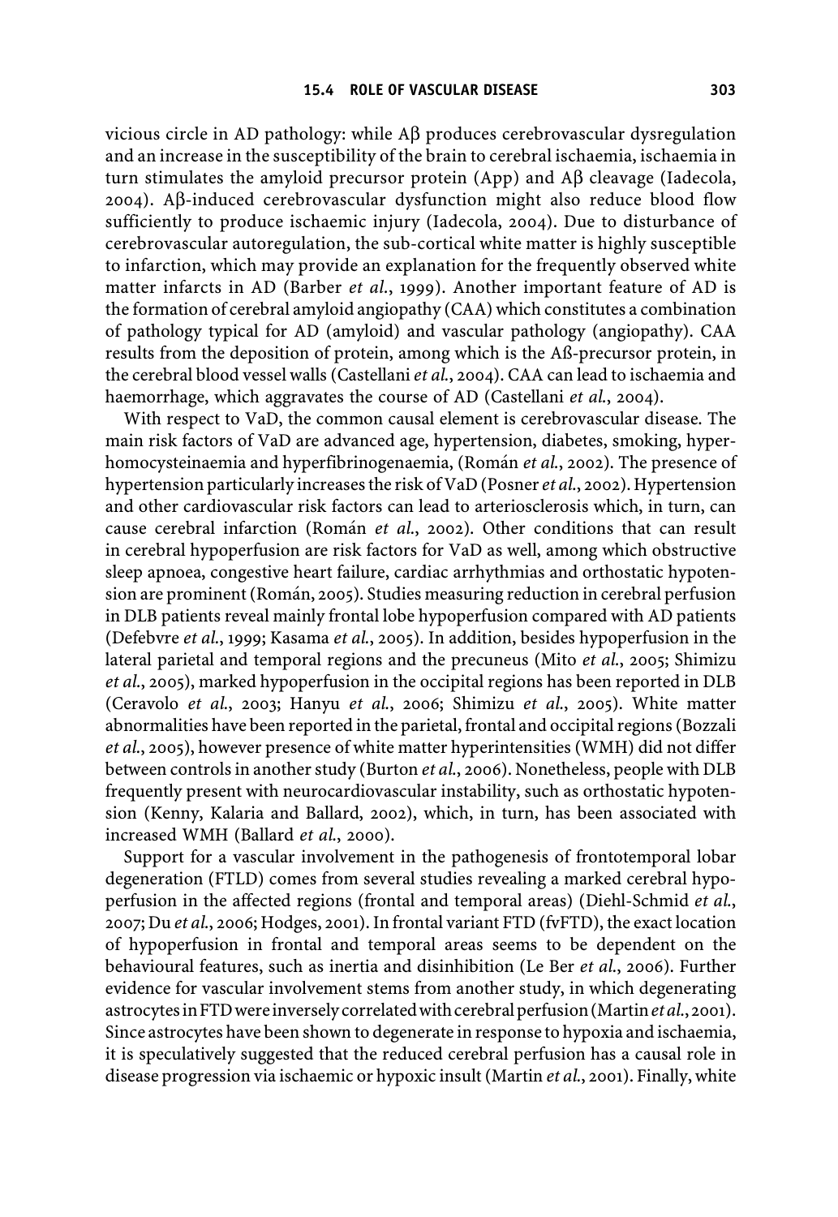vicious circle in AD pathology: while Aβ produces cerebrovascular dysregulation and an increase in the susceptibility of the brain to cerebral ischaemia, ischaemia in turn stimulates the amyloid precursor protein (App) and Aβ cleavage (Iadecola, 2004). Aβ-induced cerebrovascular dysfunction might also reduce blood flow sufficiently to produce ischaemic injury (Iadecola, 2004). Due to disturbance of cerebrovascular autoregulation, the sub-cortical white matter is highly susceptible to infarction, which may provide an explanation for the frequently observed white matter infarcts in AD (Barber *et al.*, 1999). Another important feature of AD is the formation of cerebral amyloid angiopathy (CAA) which constitutes a combination of pathology typical for AD (amyloid) and vascular pathology (angiopathy). CAA results from the deposition of protein, among which is the Aß-precursor protein, in the cerebral blood vessel walls (Castellani *et al.*, 2004). CAA can lead to ischaemia and haemorrhage, which aggravates the course of AD (Castellani *et al.*, 2004).

With respect to VaD, the common causal element is cerebrovascular disease. The main risk factors of VaD are advanced age, hypertension, diabetes, smoking, hyperhomocysteinaemia and hyperfibrinogenaemia, (Román *et al.*, 2002). The presence of hypertension particularly increases the risk of VaD (Posner *et al.*, 2002). Hypertension and other cardiovascular risk factors can lead to arteriosclerosis which, in turn, can cause cerebral infarction (Román *et al.*, 2002). Other conditions that can result in cerebral hypoperfusion are risk factors for VaD as well, among which obstructive sleep apnoea, congestive heart failure, cardiac arrhythmias and orthostatic hypotension are prominent (Román, 2005). Studies measuring reduction in cerebral perfusion in DLB patients reveal mainly frontal lobe hypoperfusion compared with AD patients (Defebvre *et al.*, 1999; Kasama *et al.*, 2005). In addition, besides hypoperfusion in the lateral parietal and temporal regions and the precuneus (Mito *et al.*, 2005; Shimizu *et al.*, 2005), marked hypoperfusion in the occipital regions has been reported in DLB (Ceravolo *et al.*, 2003; Hanyu *et al.*, 2006; Shimizu *et al.*, 2005). White matter abnormalities have been reported in the parietal, frontal and occipital regions (Bozzali *et al.*, 2005), however presence of white matter hyperintensities (WMH) did not differ between controls in another study (Burton *et al.*, 2006). Nonetheless, people with DLB frequently present with neurocardiovascular instability, such as orthostatic hypotension (Kenny, Kalaria and Ballard, 2002), which, in turn, has been associated with increased WMH (Ballard *et al.*, 2000).

Support for a vascular involvement in the pathogenesis of frontotemporal lobar degeneration (FTLD) comes from several studies revealing a marked cerebral hypoperfusion in the affected regions (frontal and temporal areas) (Diehl-Schmid *et al.*, 2007; Du *et al.*, 2006; Hodges, 2001). In frontal variant FTD (fvFTD), the exact location of hypoperfusion in frontal and temporal areas seems to be dependent on the behavioural features, such as inertia and disinhibition (Le Ber *et al.*, 2006). Further evidence for vascular involvement stems from another study, in which degenerating astrocytes in FTD were inversely correlated with cerebral perfusion (Martin *et al.*, 2001). Since astrocytes have been shown to degenerate in response to hypoxia and ischaemia, it is speculatively suggested that the reduced cerebral perfusion has a causal role in disease progression via ischaemic or hypoxic insult (Martin *et al.*, 2001). Finally, white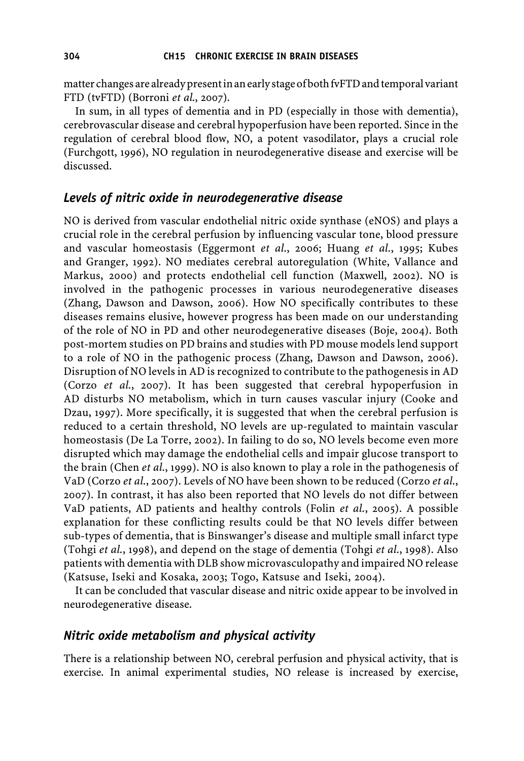matter changes are already present in an early stage of both fvFTD and temporal variant FTD (tvFTD) (Borroni *et al.*, 2007).

In sum, in all types of dementia and in PD (especially in those with dementia), cerebrovascular disease and cerebral hypoperfusion have been reported. Since in the regulation of cerebral blood flow, NO, a potent vasodilator, plays a crucial role (Furchgott, 1996), NO regulation in neurodegenerative disease and exercise will be discussed.

## *Levels of nitric oxide in neurodegenerative disease*

NO is derived from vascular endothelial nitric oxide synthase (eNOS) and plays a crucial role in the cerebral perfusion by influencing vascular tone, blood pressure and vascular homeostasis (Eggermont *et al.*, 2006; Huang *et al.*, 1995; Kubes and Granger, 1992). NO mediates cerebral autoregulation (White, Vallance and Markus, 2000) and protects endothelial cell function (Maxwell, 2002). NO is involved in the pathogenic processes in various neurodegenerative diseases (Zhang, Dawson and Dawson, 2006). How NO specifically contributes to these diseases remains elusive, however progress has been made on our understanding of the role of NO in PD and other neurodegenerative diseases (Boje, 2004). Both post-mortem studies on PD brains and studies with PD mouse models lend support to a role of NO in the pathogenic process (Zhang, Dawson and Dawson, 2006). Disruption of NO levels in AD is recognized to contribute to the pathogenesis in AD (Corzo *et al.*, 2007). It has been suggested that cerebral hypoperfusion in AD disturbs NO metabolism, which in turn causes vascular injury (Cooke and Dzau, 1997). More specifically, it is suggested that when the cerebral perfusion is reduced to a certain threshold, NO levels are up-regulated to maintain vascular homeostasis (De La Torre, 2002). In failing to do so, NO levels become even more disrupted which may damage the endothelial cells and impair glucose transport to the brain (Chen *et al.*, 1999). NO is also known to play a role in the pathogenesis of VaD (Corzo *et al.*, 2007). Levels of NO have been shown to be reduced (Corzo *et al.*, 2007). In contrast, it has also been reported that NO levels do not differ between VaD patients, AD patients and healthy controls (Folin *et al.*, 2005). A possible explanation for these conflicting results could be that NO levels differ between sub-types of dementia, that is Binswanger's disease and multiple small infarct type (Tohgi *et al.*, 1998), and depend on the stage of dementia (Tohgi *et al.*, 1998). Also patients with dementia with DLB show microvasculopathy and impaired NO release (Katsuse, Iseki and Kosaka, 2003; Togo, Katsuse and Iseki, 2004).

It can be concluded that vascular disease and nitric oxide appear to be involved in neurodegenerative disease.

## *Nitric oxide metabolism and physical activity*

There is a relationship between NO, cerebral perfusion and physical activity, that is exercise. In animal experimental studies, NO release is increased by exercise,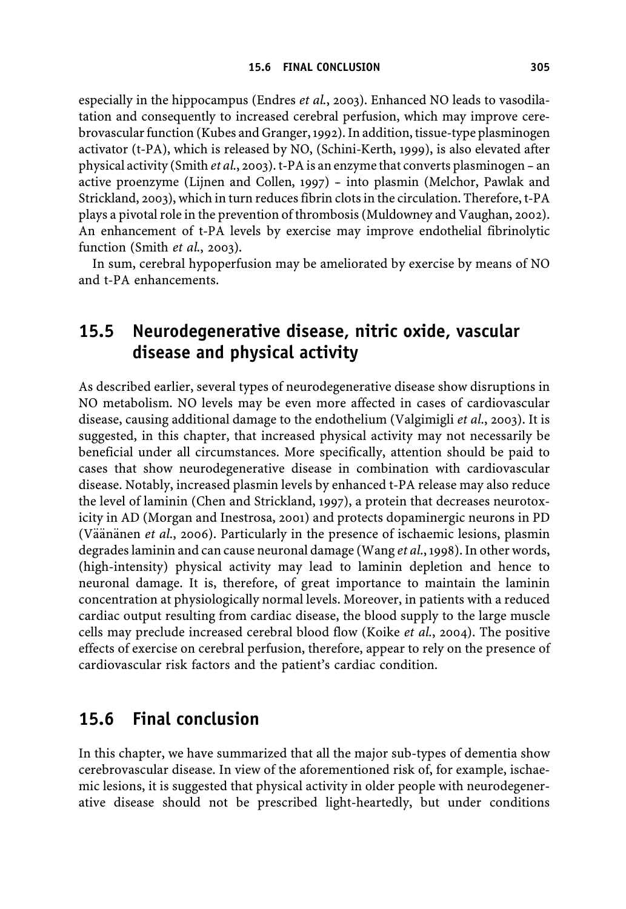especially in the hippocampus (Endres *et al.*, 2003). Enhanced NO leads to vasodilatation and consequently to increased cerebral perfusion, which may improve cerebrovascular function (Kubes and Granger, 1992). In addition, tissue-type plasminogen activator (t-PA), which is released by NO, (Schini-Kerth, 1999), is also elevated after physical activity (Smith *et al.*, 2003). t-PA is an enzyme that converts plasminogen – an active proenzyme (Lijnen and Collen, 1997) – into plasmin (Melchor, Pawlak and Strickland, 2003), which in turn reduces fibrin clots in the circulation. Therefore, t-PA plays a pivotal role in the prevention of thrombosis (Muldowney and Vaughan, 2002). An enhancement of t-PA levels by exercise may improve endothelial fibrinolytic function (Smith *et al.*, 2003).

In sum, cerebral hypoperfusion may be ameliorated by exercise by means of NO and t-PA enhancements.

## 15.5 Neurodegenerative disease, nitric oxide, vascular disease and physical activity

As described earlier, several types of neurodegenerative disease show disruptions in NO metabolism. NO levels may be even more affected in cases of cardiovascular disease, causing additional damage to the endothelium (Valgimigli *et al.*, 2003). It is suggested, in this chapter, that increased physical activity may not necessarily be beneficial under all circumstances. More specifically, attention should be paid to cases that show neurodegenerative disease in combination with cardiovascular disease. Notably, increased plasmin levels by enhanced t-PA release may also reduce the level of laminin (Chen and Strickland, 1997), a protein that decreases neurotoxicity in AD (Morgan and Inestrosa, 2001) and protects dopaminergic neurons in PD (Väänänen *et al.*, 2006). Particularly in the presence of ischaemic lesions, plasmin degrades laminin and can cause neuronal damage (Wang *et al.*, 1998). In other words, (high-intensity) physical activity may lead to laminin depletion and hence to neuronal damage. It is, therefore, of great importance to maintain the laminin concentration at physiologically normal levels. Moreover, in patients with a reduced cardiac output resulting from cardiac disease, the blood supply to the large muscle cells may preclude increased cerebral blood flow (Koike *et al.*, 2004). The positive effects of exercise on cerebral perfusion, therefore, appear to rely on the presence of cardiovascular risk factors and the patient's cardiac condition.

## 15.6 Final conclusion

In this chapter, we have summarized that all the major sub-types of dementia show cerebrovascular disease. In view of the aforementioned risk of, for example, ischaemic lesions, it is suggested that physical activity in older people with neurodegenerative disease should not be prescribed light-heartedly, but under conditions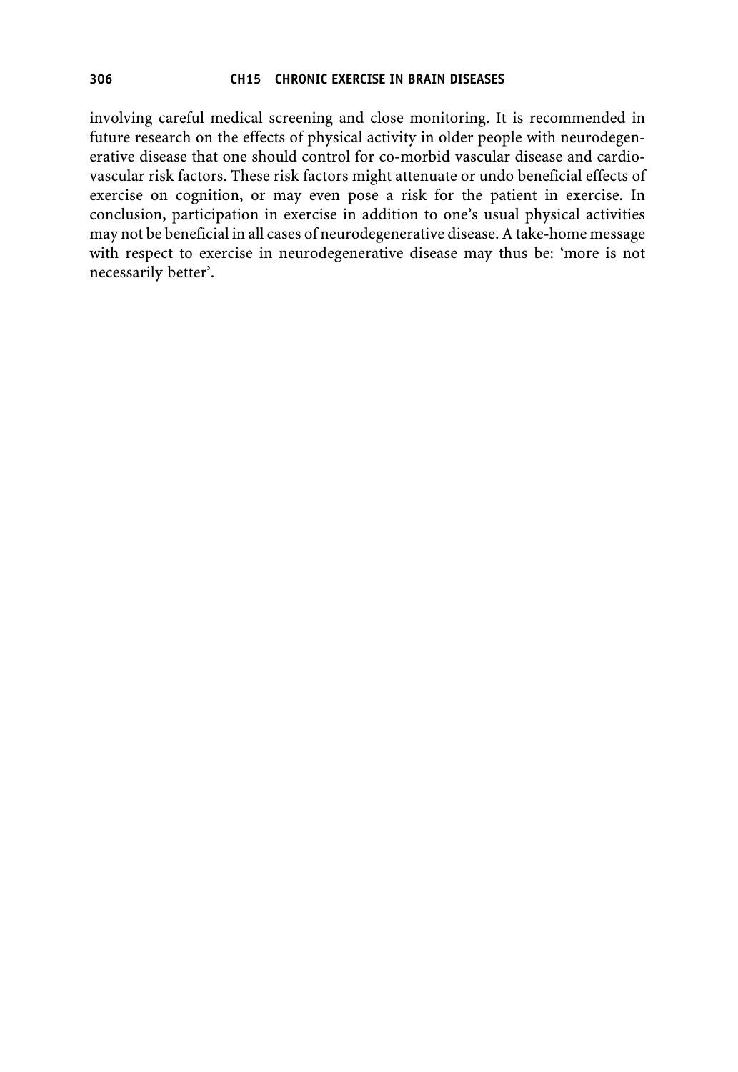involving careful medical screening and close monitoring. It is recommended in future research on the effects of physical activity in older people with neurodegenerative disease that one should control for co-morbid vascular disease and cardiovascular risk factors. These risk factors might attenuate or undo beneficial effects of exercise on cognition, or may even pose a risk for the patient in exercise. In conclusion, participation in exercise in addition to one's usual physical activities may not be beneficial in all cases of neurodegenerative disease. A take-home message with respect to exercise in neurodegenerative disease may thus be: 'more is not necessarily better'.